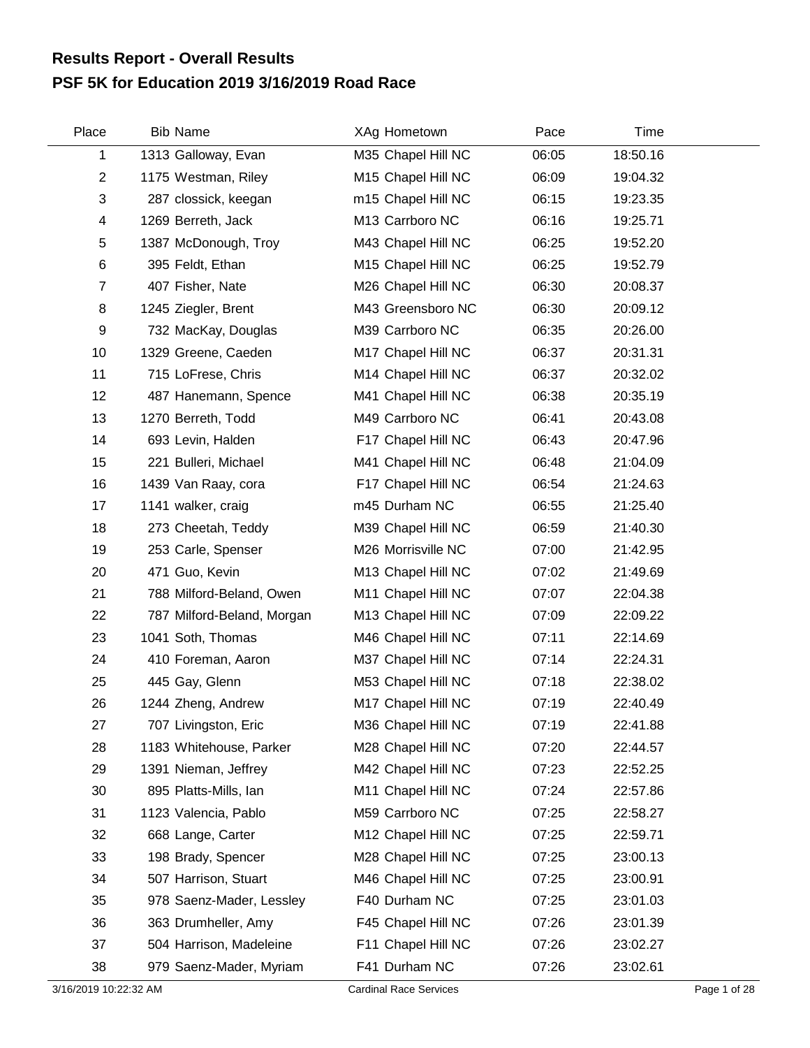# Results Report - Overall Results

## PSF 5K for Education 2019 3/16/2019 Road Race

| Place | Bib | Name | XAg | Hometown | Pace | Time |
|---|---|---|---|---|---|---|
| 1 | 1313 | Galloway, Evan | M35 | Chapel Hill NC | 06:05 | 18:50.16 |
| 2 | 1175 | Westman, Riley | M15 | Chapel Hill NC | 06:09 | 19:04.32 |
| 3 | 287 | clossick, keegan | m15 | Chapel Hill NC | 06:15 | 19:23.35 |
| 4 | 1269 | Berreth, Jack | M13 | Carrboro NC | 06:16 | 19:25.71 |
| 5 | 1387 | McDonough, Troy | M43 | Chapel Hill NC | 06:25 | 19:52.20 |
| 6 | 395 | Feldt, Ethan | M15 | Chapel Hill NC | 06:25 | 19:52.79 |
| 7 | 407 | Fisher, Nate | M26 | Chapel Hill NC | 06:30 | 20:08.37 |
| 8 | 1245 | Ziegler, Brent | M43 | Greensboro NC | 06:30 | 20:09.12 |
| 9 | 732 | MacKay, Douglas | M39 | Carrboro NC | 06:35 | 20:26.00 |
| 10 | 1329 | Greene, Caeden | M17 | Chapel Hill NC | 06:37 | 20:31.31 |
| 11 | 715 | LoFrese, Chris | M14 | Chapel Hill NC | 06:37 | 20:32.02 |
| 12 | 487 | Hanemann, Spence | M41 | Chapel Hill NC | 06:38 | 20:35.19 |
| 13 | 1270 | Berreth, Todd | M49 | Carrboro NC | 06:41 | 20:43.08 |
| 14 | 693 | Levin, Halden | F17 | Chapel Hill NC | 06:43 | 20:47.96 |
| 15 | 221 | Bulleri, Michael | M41 | Chapel Hill NC | 06:48 | 21:04.09 |
| 16 | 1439 | Van Raay, cora | F17 | Chapel Hill NC | 06:54 | 21:24.63 |
| 17 | 1141 | walker, craig | m45 | Durham NC | 06:55 | 21:25.40 |
| 18 | 273 | Cheetah, Teddy | M39 | Chapel Hill NC | 06:59 | 21:40.30 |
| 19 | 253 | Carle, Spenser | M26 | Morrisville NC | 07:00 | 21:42.95 |
| 20 | 471 | Guo, Kevin | M13 | Chapel Hill NC | 07:02 | 21:49.69 |
| 21 | 788 | Milford-Beland, Owen | M11 | Chapel Hill NC | 07:07 | 22:04.38 |
| 22 | 787 | Milford-Beland, Morgan | M13 | Chapel Hill NC | 07:09 | 22:09.22 |
| 23 | 1041 | Soth, Thomas | M46 | Chapel Hill NC | 07:11 | 22:14.69 |
| 24 | 410 | Foreman, Aaron | M37 | Chapel Hill NC | 07:14 | 22:24.31 |
| 25 | 445 | Gay, Glenn | M53 | Chapel Hill NC | 07:18 | 22:38.02 |
| 26 | 1244 | Zheng, Andrew | M17 | Chapel Hill NC | 07:19 | 22:40.49 |
| 27 | 707 | Livingston, Eric | M36 | Chapel Hill NC | 07:19 | 22:41.88 |
| 28 | 1183 | Whitehouse, Parker | M28 | Chapel Hill NC | 07:20 | 22:44.57 |
| 29 | 1391 | Nieman, Jeffrey | M42 | Chapel Hill NC | 07:23 | 22:52.25 |
| 30 | 895 | Platts-Mills, Ian | M11 | Chapel Hill NC | 07:24 | 22:57.86 |
| 31 | 1123 | Valencia, Pablo | M59 | Carrboro NC | 07:25 | 22:58.27 |
| 32 | 668 | Lange, Carter | M12 | Chapel Hill NC | 07:25 | 22:59.71 |
| 33 | 198 | Brady, Spencer | M28 | Chapel Hill NC | 07:25 | 23:00.13 |
| 34 | 507 | Harrison, Stuart | M46 | Chapel Hill NC | 07:25 | 23:00.91 |
| 35 | 978 | Saenz-Mader, Lessley | F40 | Durham NC | 07:25 | 23:01.03 |
| 36 | 363 | Drumheller, Amy | F45 | Chapel Hill NC | 07:26 | 23:01.39 |
| 37 | 504 | Harrison, Madeleine | F11 | Chapel Hill NC | 07:26 | 23:02.27 |
| 38 | 979 | Saenz-Mader, Myriam | F41 | Durham NC | 07:26 | 23:02.61 |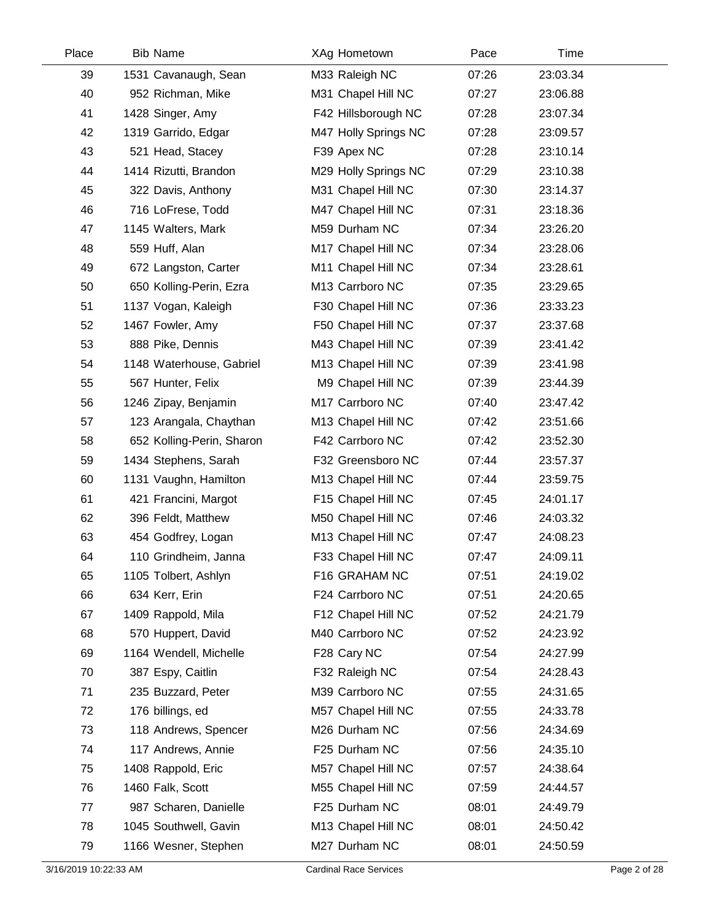| Place | Bib | Name | XAg | Hometown | Pace | Time |
|---|---|---|---|---|---|---|
| 39 | 1531 | Cavanaugh, Sean | M33 | Raleigh NC | 07:26 | 23:03.34 |
| 40 | 952 | Richman, Mike | M31 | Chapel Hill NC | 07:27 | 23:06.88 |
| 41 | 1428 | Singer, Amy | F42 | Hillsborough NC | 07:28 | 23:07.34 |
| 42 | 1319 | Garrido, Edgar | M47 | Holly Springs NC | 07:28 | 23:09.57 |
| 43 | 521 | Head, Stacey | F39 | Apex NC | 07:28 | 23:10.14 |
| 44 | 1414 | Rizutti, Brandon | M29 | Holly Springs NC | 07:29 | 23:10.38 |
| 45 | 322 | Davis, Anthony | M31 | Chapel Hill NC | 07:30 | 23:14.37 |
| 46 | 716 | LoFrese, Todd | M47 | Chapel Hill NC | 07:31 | 23:18.36 |
| 47 | 1145 | Walters, Mark | M59 | Durham NC | 07:34 | 23:26.20 |
| 48 | 559 | Huff, Alan | M17 | Chapel Hill NC | 07:34 | 23:28.06 |
| 49 | 672 | Langston, Carter | M11 | Chapel Hill NC | 07:34 | 23:28.61 |
| 50 | 650 | Kolling-Perin, Ezra | M13 | Carrboro NC | 07:35 | 23:29.65 |
| 51 | 1137 | Vogan, Kaleigh | F30 | Chapel Hill NC | 07:36 | 23:33.23 |
| 52 | 1467 | Fowler, Amy | F50 | Chapel Hill NC | 07:37 | 23:37.68 |
| 53 | 888 | Pike, Dennis | M43 | Chapel Hill NC | 07:39 | 23:41.42 |
| 54 | 1148 | Waterhouse, Gabriel | M13 | Chapel Hill NC | 07:39 | 23:41.98 |
| 55 | 567 | Hunter, Felix | M9 | Chapel Hill NC | 07:39 | 23:44.39 |
| 56 | 1246 | Zipay, Benjamin | M17 | Carrboro NC | 07:40 | 23:47.42 |
| 57 | 123 | Arangala, Chaythan | M13 | Chapel Hill NC | 07:42 | 23:51.66 |
| 58 | 652 | Kolling-Perin, Sharon | F42 | Carrboro NC | 07:42 | 23:52.30 |
| 59 | 1434 | Stephens, Sarah | F32 | Greensboro NC | 07:44 | 23:57.37 |
| 60 | 1131 | Vaughn, Hamilton | M13 | Chapel Hill NC | 07:44 | 23:59.75 |
| 61 | 421 | Francini, Margot | F15 | Chapel Hill NC | 07:45 | 24:01.17 |
| 62 | 396 | Feldt, Matthew | M50 | Chapel Hill NC | 07:46 | 24:03.32 |
| 63 | 454 | Godfrey, Logan | M13 | Chapel Hill NC | 07:47 | 24:08.23 |
| 64 | 110 | Grindheim, Janna | F33 | Chapel Hill NC | 07:47 | 24:09.11 |
| 65 | 1105 | Tolbert, Ashlyn | F16 | GRAHAM NC | 07:51 | 24:19.02 |
| 66 | 634 | Kerr, Erin | F24 | Carrboro NC | 07:51 | 24:20.65 |
| 67 | 1409 | Rappold, Mila | F12 | Chapel Hill NC | 07:52 | 24:21.79 |
| 68 | 570 | Huppert, David | M40 | Carrboro NC | 07:52 | 24:23.92 |
| 69 | 1164 | Wendell, Michelle | F28 | Cary NC | 07:54 | 24:27.99 |
| 70 | 387 | Espy, Caitlin | F32 | Raleigh NC | 07:54 | 24:28.43 |
| 71 | 235 | Buzzard, Peter | M39 | Carrboro NC | 07:55 | 24:31.65 |
| 72 | 176 | billings, ed | M57 | Chapel Hill NC | 07:55 | 24:33.78 |
| 73 | 118 | Andrews, Spencer | M26 | Durham NC | 07:56 | 24:34.69 |
| 74 | 117 | Andrews, Annie | F25 | Durham NC | 07:56 | 24:35.10 |
| 75 | 1408 | Rappold, Eric | M57 | Chapel Hill NC | 07:57 | 24:38.64 |
| 76 | 1460 | Falk, Scott | M55 | Chapel Hill NC | 07:59 | 24:44.57 |
| 77 | 987 | Scharen, Danielle | F25 | Durham NC | 08:01 | 24:49.79 |
| 78 | 1045 | Southwell, Gavin | M13 | Chapel Hill NC | 08:01 | 24:50.42 |
| 79 | 1166 | Wesner, Stephen | M27 | Durham NC | 08:01 | 24:50.59 |

3/16/2019 10:22:33 AM — Cardinal Race Services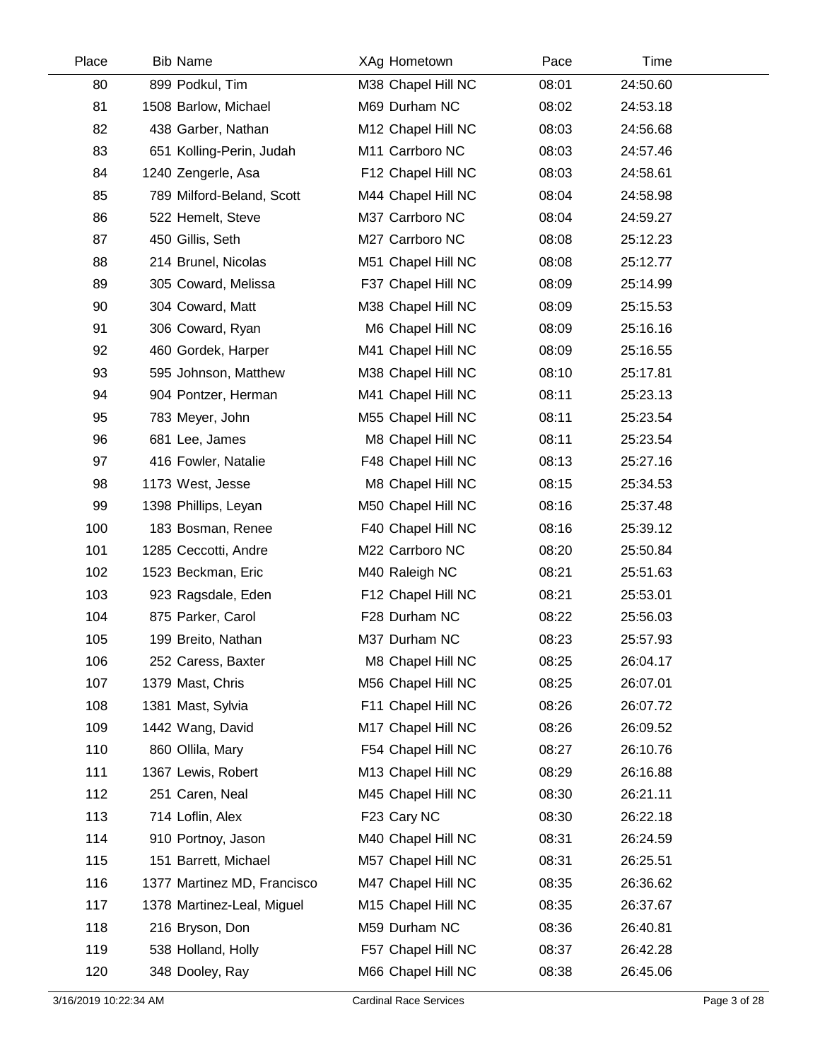| Place | Bib | Name | XAg | Hometown | Pace | Time |
|---|---|---|---|---|---|---|
| 80 | 899 | Podkul, Tim | M38 | Chapel Hill NC | 08:01 | 24:50.60 |
| 81 | 1508 | Barlow, Michael | M69 | Durham NC | 08:02 | 24:53.18 |
| 82 | 438 | Garber, Nathan | M12 | Chapel Hill NC | 08:03 | 24:56.68 |
| 83 | 651 | Kolling-Perin, Judah | M11 | Carrboro NC | 08:03 | 24:57.46 |
| 84 | 1240 | Zengerle, Asa | F12 | Chapel Hill NC | 08:03 | 24:58.61 |
| 85 | 789 | Milford-Beland, Scott | M44 | Chapel Hill NC | 08:04 | 24:58.98 |
| 86 | 522 | Hemelt, Steve | M37 | Carrboro NC | 08:04 | 24:59.27 |
| 87 | 450 | Gillis, Seth | M27 | Carrboro NC | 08:08 | 25:12.23 |
| 88 | 214 | Brunel, Nicolas | M51 | Chapel Hill NC | 08:08 | 25:12.77 |
| 89 | 305 | Coward, Melissa | F37 | Chapel Hill NC | 08:09 | 25:14.99 |
| 90 | 304 | Coward, Matt | M38 | Chapel Hill NC | 08:09 | 25:15.53 |
| 91 | 306 | Coward, Ryan | M6 | Chapel Hill NC | 08:09 | 25:16.16 |
| 92 | 460 | Gordek, Harper | M41 | Chapel Hill NC | 08:09 | 25:16.55 |
| 93 | 595 | Johnson, Matthew | M38 | Chapel Hill NC | 08:10 | 25:17.81 |
| 94 | 904 | Pontzer, Herman | M41 | Chapel Hill NC | 08:11 | 25:23.13 |
| 95 | 783 | Meyer, John | M55 | Chapel Hill NC | 08:11 | 25:23.54 |
| 96 | 681 | Lee, James | M8 | Chapel Hill NC | 08:11 | 25:23.54 |
| 97 | 416 | Fowler, Natalie | F48 | Chapel Hill NC | 08:13 | 25:27.16 |
| 98 | 1173 | West, Jesse | M8 | Chapel Hill NC | 08:15 | 25:34.53 |
| 99 | 1398 | Phillips, Leyan | M50 | Chapel Hill NC | 08:16 | 25:37.48 |
| 100 | 183 | Bosman, Renee | F40 | Chapel Hill NC | 08:16 | 25:39.12 |
| 101 | 1285 | Ceccotti, Andre | M22 | Carrboro NC | 08:20 | 25:50.84 |
| 102 | 1523 | Beckman, Eric | M40 | Raleigh NC | 08:21 | 25:51.63 |
| 103 | 923 | Ragsdale, Eden | F12 | Chapel Hill NC | 08:21 | 25:53.01 |
| 104 | 875 | Parker, Carol | F28 | Durham NC | 08:22 | 25:56.03 |
| 105 | 199 | Breito, Nathan | M37 | Durham NC | 08:23 | 25:57.93 |
| 106 | 252 | Caress, Baxter | M8 | Chapel Hill NC | 08:25 | 26:04.17 |
| 107 | 1379 | Mast, Chris | M56 | Chapel Hill NC | 08:25 | 26:07.01 |
| 108 | 1381 | Mast, Sylvia | F11 | Chapel Hill NC | 08:26 | 26:07.72 |
| 109 | 1442 | Wang, David | M17 | Chapel Hill NC | 08:26 | 26:09.52 |
| 110 | 860 | Ollila, Mary | F54 | Chapel Hill NC | 08:27 | 26:10.76 |
| 111 | 1367 | Lewis, Robert | M13 | Chapel Hill NC | 08:29 | 26:16.88 |
| 112 | 251 | Caren, Neal | M45 | Chapel Hill NC | 08:30 | 26:21.11 |
| 113 | 714 | Loflin, Alex | F23 | Cary NC | 08:30 | 26:22.18 |
| 114 | 910 | Portnoy, Jason | M40 | Chapel Hill NC | 08:31 | 26:24.59 |
| 115 | 151 | Barrett, Michael | M57 | Chapel Hill NC | 08:31 | 26:25.51 |
| 116 | 1377 | Martinez MD, Francisco | M47 | Chapel Hill NC | 08:35 | 26:36.62 |
| 117 | 1378 | Martinez-Leal, Miguel | M15 | Chapel Hill NC | 08:35 | 26:37.67 |
| 118 | 216 | Bryson, Don | M59 | Durham NC | 08:36 | 26:40.81 |
| 119 | 538 | Holland, Holly | F57 | Chapel Hill NC | 08:37 | 26:42.28 |
| 120 | 348 | Dooley, Ray | M66 | Chapel Hill NC | 08:38 | 26:45.06 |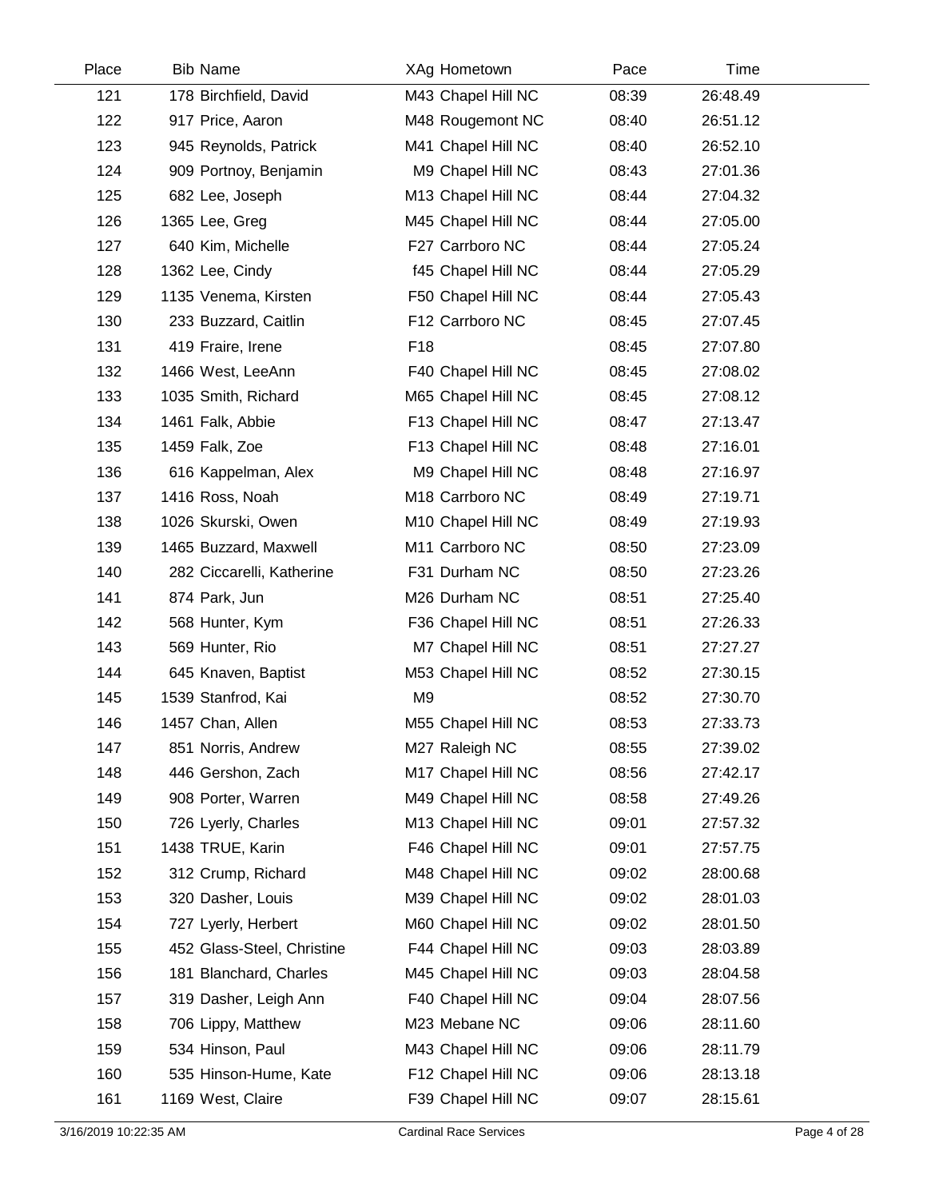| Place | Bib | Name | XAg | Hometown | Pace | Time |
|---|---|---|---|---|---|---|
| 121 | 178 | Birchfield, David | M43 | Chapel Hill NC | 08:39 | 26:48.49 |
| 122 | 917 | Price, Aaron | M48 | Rougemont NC | 08:40 | 26:51.12 |
| 123 | 945 | Reynolds, Patrick | M41 | Chapel Hill NC | 08:40 | 26:52.10 |
| 124 | 909 | Portnoy, Benjamin | M9 | Chapel Hill NC | 08:43 | 27:01.36 |
| 125 | 682 | Lee, Joseph | M13 | Chapel Hill NC | 08:44 | 27:04.32 |
| 126 | 1365 | Lee, Greg | M45 | Chapel Hill NC | 08:44 | 27:05.00 |
| 127 | 640 | Kim, Michelle | F27 | Carrboro NC | 08:44 | 27:05.24 |
| 128 | 1362 | Lee, Cindy | f45 | Chapel Hill NC | 08:44 | 27:05.29 |
| 129 | 1135 | Venema, Kirsten | F50 | Chapel Hill NC | 08:44 | 27:05.43 |
| 130 | 233 | Buzzard, Caitlin | F12 | Carrboro NC | 08:45 | 27:07.45 |
| 131 | 419 | Fraire, Irene | F18 | | 08:45 | 27:07.80 |
| 132 | 1466 | West, LeeAnn | F40 | Chapel Hill NC | 08:45 | 27:08.02 |
| 133 | 1035 | Smith, Richard | M65 | Chapel Hill NC | 08:45 | 27:08.12 |
| 134 | 1461 | Falk, Abbie | F13 | Chapel Hill NC | 08:47 | 27:13.47 |
| 135 | 1459 | Falk, Zoe | F13 | Chapel Hill NC | 08:48 | 27:16.01 |
| 136 | 616 | Kappelman, Alex | M9 | Chapel Hill NC | 08:48 | 27:16.97 |
| 137 | 1416 | Ross, Noah | M18 | Carrboro NC | 08:49 | 27:19.71 |
| 138 | 1026 | Skurski, Owen | M10 | Chapel Hill NC | 08:49 | 27:19.93 |
| 139 | 1465 | Buzzard, Maxwell | M11 | Carrboro NC | 08:50 | 27:23.09 |
| 140 | 282 | Ciccarelli, Katherine | F31 | Durham NC | 08:50 | 27:23.26 |
| 141 | 874 | Park, Jun | M26 | Durham NC | 08:51 | 27:25.40 |
| 142 | 568 | Hunter, Kym | F36 | Chapel Hill NC | 08:51 | 27:26.33 |
| 143 | 569 | Hunter, Rio | M7 | Chapel Hill NC | 08:51 | 27:27.27 |
| 144 | 645 | Knaven, Baptist | M53 | Chapel Hill NC | 08:52 | 27:30.15 |
| 145 | 1539 | Stanfrod, Kai | M9 | | 08:52 | 27:30.70 |
| 146 | 1457 | Chan, Allen | M55 | Chapel Hill NC | 08:53 | 27:33.73 |
| 147 | 851 | Norris, Andrew | M27 | Raleigh NC | 08:55 | 27:39.02 |
| 148 | 446 | Gershon, Zach | M17 | Chapel Hill NC | 08:56 | 27:42.17 |
| 149 | 908 | Porter, Warren | M49 | Chapel Hill NC | 08:58 | 27:49.26 |
| 150 | 726 | Lyerly, Charles | M13 | Chapel Hill NC | 09:01 | 27:57.32 |
| 151 | 1438 | TRUE, Karin | F46 | Chapel Hill NC | 09:01 | 27:57.75 |
| 152 | 312 | Crump, Richard | M48 | Chapel Hill NC | 09:02 | 28:00.68 |
| 153 | 320 | Dasher, Louis | M39 | Chapel Hill NC | 09:02 | 28:01.03 |
| 154 | 727 | Lyerly, Herbert | M60 | Chapel Hill NC | 09:02 | 28:01.50 |
| 155 | 452 | Glass-Steel, Christine | F44 | Chapel Hill NC | 09:03 | 28:03.89 |
| 156 | 181 | Blanchard, Charles | M45 | Chapel Hill NC | 09:03 | 28:04.58 |
| 157 | 319 | Dasher, Leigh Ann | F40 | Chapel Hill NC | 09:04 | 28:07.56 |
| 158 | 706 | Lippy, Matthew | M23 | Mebane NC | 09:06 | 28:11.60 |
| 159 | 534 | Hinson, Paul | M43 | Chapel Hill NC | 09:06 | 28:11.79 |
| 160 | 535 | Hinson-Hume, Kate | F12 | Chapel Hill NC | 09:06 | 28:13.18 |
| 161 | 1169 | West, Claire | F39 | Chapel Hill NC | 09:07 | 28:15.61 |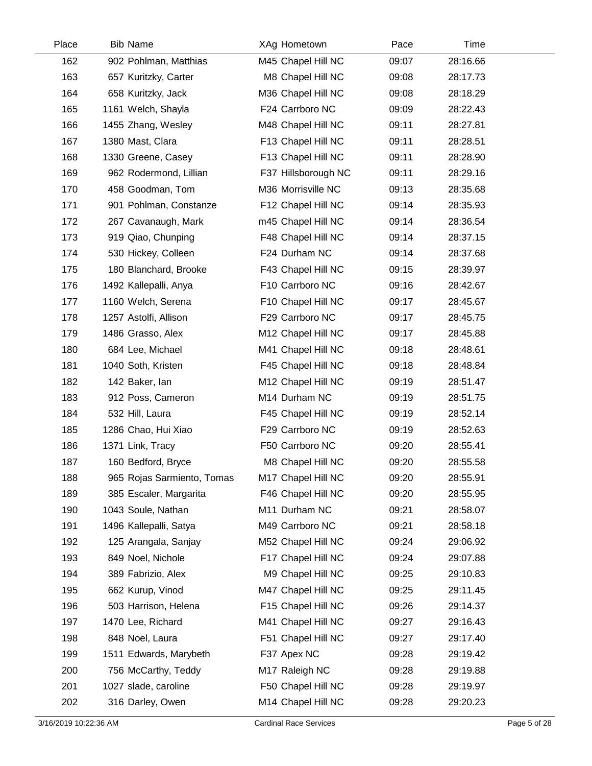| Place | Bib | Name | XAg | Hometown | Pace | Time |
|---|---|---|---|---|---|---|
| 162 | 902 | Pohlman, Matthias | M45 | Chapel Hill NC | 09:07 | 28:16.66 |
| 163 | 657 | Kuritzky, Carter | M8 | Chapel Hill NC | 09:08 | 28:17.73 |
| 164 | 658 | Kuritzky, Jack | M36 | Chapel Hill NC | 09:08 | 28:18.29 |
| 165 | 1161 | Welch, Shayla | F24 | Carrboro NC | 09:09 | 28:22.43 |
| 166 | 1455 | Zhang, Wesley | M48 | Chapel Hill NC | 09:11 | 28:27.81 |
| 167 | 1380 | Mast, Clara | F13 | Chapel Hill NC | 09:11 | 28:28.51 |
| 168 | 1330 | Greene, Casey | F13 | Chapel Hill NC | 09:11 | 28:28.90 |
| 169 | 962 | Rodermond, Lillian | F37 | Hillsborough NC | 09:11 | 28:29.16 |
| 170 | 458 | Goodman, Tom | M36 | Morrisville NC | 09:13 | 28:35.68 |
| 171 | 901 | Pohlman, Constanze | F12 | Chapel Hill NC | 09:14 | 28:35.93 |
| 172 | 267 | Cavanaugh, Mark | m45 | Chapel Hill NC | 09:14 | 28:36.54 |
| 173 | 919 | Qiao, Chunping | F48 | Chapel Hill NC | 09:14 | 28:37.15 |
| 174 | 530 | Hickey, Colleen | F24 | Durham NC | 09:14 | 28:37.68 |
| 175 | 180 | Blanchard, Brooke | F43 | Chapel Hill NC | 09:15 | 28:39.97 |
| 176 | 1492 | Kallepalli, Anya | F10 | Carrboro NC | 09:16 | 28:42.67 |
| 177 | 1160 | Welch, Serena | F10 | Chapel Hill NC | 09:17 | 28:45.67 |
| 178 | 1257 | Astolfi, Allison | F29 | Carrboro NC | 09:17 | 28:45.75 |
| 179 | 1486 | Grasso, Alex | M12 | Chapel Hill NC | 09:17 | 28:45.88 |
| 180 | 684 | Lee, Michael | M41 | Chapel Hill NC | 09:18 | 28:48.61 |
| 181 | 1040 | Soth, Kristen | F45 | Chapel Hill NC | 09:18 | 28:48.84 |
| 182 | 142 | Baker, Ian | M12 | Chapel Hill NC | 09:19 | 28:51.47 |
| 183 | 912 | Poss, Cameron | M14 | Durham NC | 09:19 | 28:51.75 |
| 184 | 532 | Hill, Laura | F45 | Chapel Hill NC | 09:19 | 28:52.14 |
| 185 | 1286 | Chao, Hui Xiao | F29 | Carrboro NC | 09:19 | 28:52.63 |
| 186 | 1371 | Link, Tracy | F50 | Carrboro NC | 09:20 | 28:55.41 |
| 187 | 160 | Bedford, Bryce | M8 | Chapel Hill NC | 09:20 | 28:55.58 |
| 188 | 965 | Rojas Sarmiento, Tomas | M17 | Chapel Hill NC | 09:20 | 28:55.91 |
| 189 | 385 | Escaler, Margarita | F46 | Chapel Hill NC | 09:20 | 28:55.95 |
| 190 | 1043 | Soule, Nathan | M11 | Durham NC | 09:21 | 28:58.07 |
| 191 | 1496 | Kallepalli, Satya | M49 | Carrboro NC | 09:21 | 28:58.18 |
| 192 | 125 | Arangala, Sanjay | M52 | Chapel Hill NC | 09:24 | 29:06.92 |
| 193 | 849 | Noel, Nichole | F17 | Chapel Hill NC | 09:24 | 29:07.88 |
| 194 | 389 | Fabrizio, Alex | M9 | Chapel Hill NC | 09:25 | 29:10.83 |
| 195 | 662 | Kurup, Vinod | M47 | Chapel Hill NC | 09:25 | 29:11.45 |
| 196 | 503 | Harrison, Helena | F15 | Chapel Hill NC | 09:26 | 29:14.37 |
| 197 | 1470 | Lee, Richard | M41 | Chapel Hill NC | 09:27 | 29:16.43 |
| 198 | 848 | Noel, Laura | F51 | Chapel Hill NC | 09:27 | 29:17.40 |
| 199 | 1511 | Edwards, Marybeth | F37 | Apex NC | 09:28 | 29:19.42 |
| 200 | 756 | McCarthy, Teddy | M17 | Raleigh NC | 09:28 | 29:19.88 |
| 201 | 1027 | slade, caroline | F50 | Chapel Hill NC | 09:28 | 29:19.97 |
| 202 | 316 | Darley, Owen | M14 | Chapel Hill NC | 09:28 | 29:20.23 |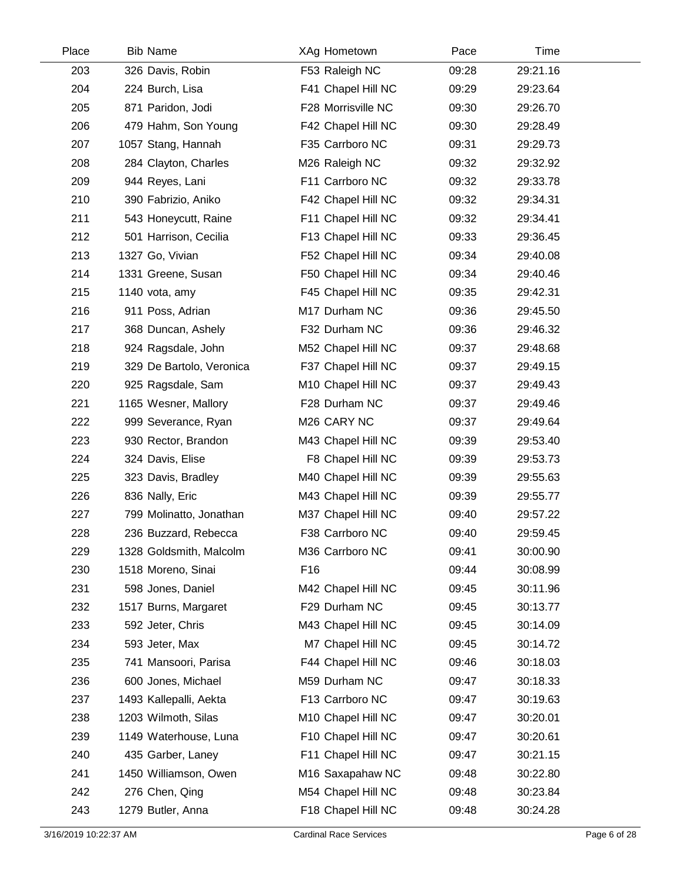| Place | Bib | Name | XAg | Hometown | Pace | Time |
|---|---|---|---|---|---|---|
| 203 | 326 | Davis, Robin | F53 | Raleigh NC | 09:28 | 29:21.16 |
| 204 | 224 | Burch, Lisa | F41 | Chapel Hill NC | 09:29 | 29:23.64 |
| 205 | 871 | Paridon, Jodi | F28 | Morrisville NC | 09:30 | 29:26.70 |
| 206 | 479 | Hahm, Son Young | F42 | Chapel Hill NC | 09:30 | 29:28.49 |
| 207 | 1057 | Stang, Hannah | F35 | Carrboro NC | 09:31 | 29:29.73 |
| 208 | 284 | Clayton, Charles | M26 | Raleigh NC | 09:32 | 29:32.92 |
| 209 | 944 | Reyes, Lani | F11 | Carrboro NC | 09:32 | 29:33.78 |
| 210 | 390 | Fabrizio, Aniko | F42 | Chapel Hill NC | 09:32 | 29:34.31 |
| 211 | 543 | Honeycutt, Raine | F11 | Chapel Hill NC | 09:32 | 29:34.41 |
| 212 | 501 | Harrison, Cecilia | F13 | Chapel Hill NC | 09:33 | 29:36.45 |
| 213 | 1327 | Go, Vivian | F52 | Chapel Hill NC | 09:34 | 29:40.08 |
| 214 | 1331 | Greene, Susan | F50 | Chapel Hill NC | 09:34 | 29:40.46 |
| 215 | 1140 | vota, amy | F45 | Chapel Hill NC | 09:35 | 29:42.31 |
| 216 | 911 | Poss, Adrian | M17 | Durham NC | 09:36 | 29:45.50 |
| 217 | 368 | Duncan, Ashely | F32 | Durham NC | 09:36 | 29:46.32 |
| 218 | 924 | Ragsdale, John | M52 | Chapel Hill NC | 09:37 | 29:48.68 |
| 219 | 329 | De Bartolo, Veronica | F37 | Chapel Hill NC | 09:37 | 29:49.15 |
| 220 | 925 | Ragsdale, Sam | M10 | Chapel Hill NC | 09:37 | 29:49.43 |
| 221 | 1165 | Wesner, Mallory | F28 | Durham NC | 09:37 | 29:49.46 |
| 222 | 999 | Severance, Ryan | M26 | CARY NC | 09:37 | 29:49.64 |
| 223 | 930 | Rector, Brandon | M43 | Chapel Hill NC | 09:39 | 29:53.40 |
| 224 | 324 | Davis, Elise | F8 | Chapel Hill NC | 09:39 | 29:53.73 |
| 225 | 323 | Davis, Bradley | M40 | Chapel Hill NC | 09:39 | 29:55.63 |
| 226 | 836 | Nally, Eric | M43 | Chapel Hill NC | 09:39 | 29:55.77 |
| 227 | 799 | Molinatto, Jonathan | M37 | Chapel Hill NC | 09:40 | 29:57.22 |
| 228 | 236 | Buzzard, Rebecca | F38 | Carrboro NC | 09:40 | 29:59.45 |
| 229 | 1328 | Goldsmith, Malcolm | M36 | Carrboro NC | 09:41 | 30:00.90 |
| 230 | 1518 | Moreno, Sinai | F16 | | 09:44 | 30:08.99 |
| 231 | 598 | Jones, Daniel | M42 | Chapel Hill NC | 09:45 | 30:11.96 |
| 232 | 1517 | Burns, Margaret | F29 | Durham NC | 09:45 | 30:13.77 |
| 233 | 592 | Jeter, Chris | M43 | Chapel Hill NC | 09:45 | 30:14.09 |
| 234 | 593 | Jeter, Max | M7 | Chapel Hill NC | 09:45 | 30:14.72 |
| 235 | 741 | Mansoori, Parisa | F44 | Chapel Hill NC | 09:46 | 30:18.03 |
| 236 | 600 | Jones, Michael | M59 | Durham NC | 09:47 | 30:18.33 |
| 237 | 1493 | Kallepalli, Aekta | F13 | Carrboro NC | 09:47 | 30:19.63 |
| 238 | 1203 | Wilmoth, Silas | M10 | Chapel Hill NC | 09:47 | 30:20.01 |
| 239 | 1149 | Waterhouse, Luna | F10 | Chapel Hill NC | 09:47 | 30:20.61 |
| 240 | 435 | Garber, Laney | F11 | Chapel Hill NC | 09:47 | 30:21.15 |
| 241 | 1450 | Williamson, Owen | M16 | Saxapahaw NC | 09:48 | 30:22.80 |
| 242 | 276 | Chen, Qing | M54 | Chapel Hill NC | 09:48 | 30:23.84 |
| 243 | 1279 | Butler, Anna | F18 | Chapel Hill NC | 09:48 | 30:24.28 |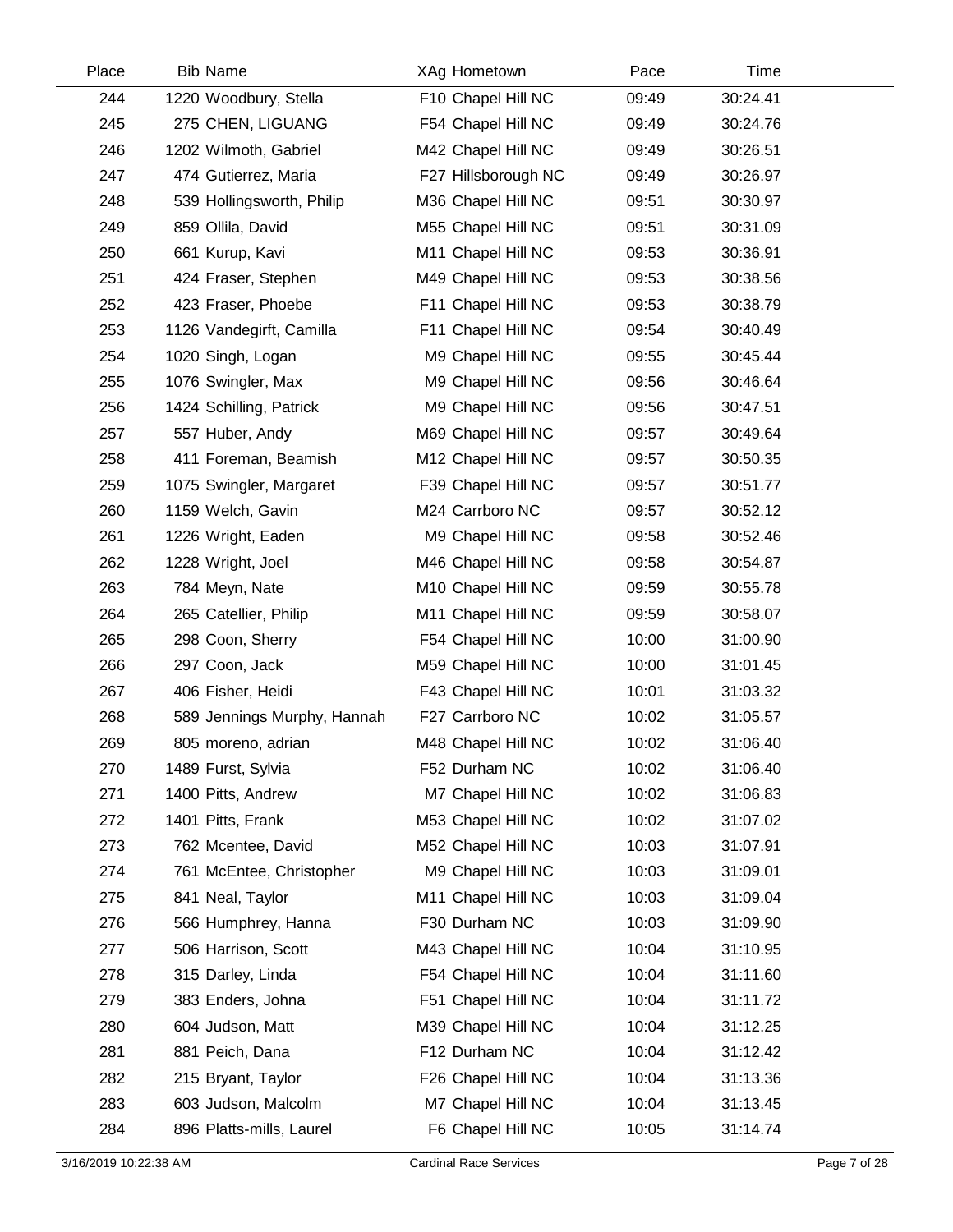| Place | Bib | Name | XAg | Hometown | Pace | Time |
|---|---|---|---|---|---|---|
| 244 | 1220 | Woodbury, Stella | F10 | Chapel Hill NC | 09:49 | 30:24.41 |
| 245 | 275 | CHEN, LIGUANG | F54 | Chapel Hill NC | 09:49 | 30:24.76 |
| 246 | 1202 | Wilmoth, Gabriel | M42 | Chapel Hill NC | 09:49 | 30:26.51 |
| 247 | 474 | Gutierrez, Maria | F27 | Hillsborough NC | 09:49 | 30:26.97 |
| 248 | 539 | Hollingsworth, Philip | M36 | Chapel Hill NC | 09:51 | 30:30.97 |
| 249 | 859 | Ollila, David | M55 | Chapel Hill NC | 09:51 | 30:31.09 |
| 250 | 661 | Kurup, Kavi | M11 | Chapel Hill NC | 09:53 | 30:36.91 |
| 251 | 424 | Fraser, Stephen | M49 | Chapel Hill NC | 09:53 | 30:38.56 |
| 252 | 423 | Fraser, Phoebe | F11 | Chapel Hill NC | 09:53 | 30:38.79 |
| 253 | 1126 | Vandegirft, Camilla | F11 | Chapel Hill NC | 09:54 | 30:40.49 |
| 254 | 1020 | Singh, Logan | M9 | Chapel Hill NC | 09:55 | 30:45.44 |
| 255 | 1076 | Swingler, Max | M9 | Chapel Hill NC | 09:56 | 30:46.64 |
| 256 | 1424 | Schilling, Patrick | M9 | Chapel Hill NC | 09:56 | 30:47.51 |
| 257 | 557 | Huber, Andy | M69 | Chapel Hill NC | 09:57 | 30:49.64 |
| 258 | 411 | Foreman, Beamish | M12 | Chapel Hill NC | 09:57 | 30:50.35 |
| 259 | 1075 | Swingler, Margaret | F39 | Chapel Hill NC | 09:57 | 30:51.77 |
| 260 | 1159 | Welch, Gavin | M24 | Carrboro NC | 09:57 | 30:52.12 |
| 261 | 1226 | Wright, Eaden | M9 | Chapel Hill NC | 09:58 | 30:52.46 |
| 262 | 1228 | Wright, Joel | M46 | Chapel Hill NC | 09:58 | 30:54.87 |
| 263 | 784 | Meyn, Nate | M10 | Chapel Hill NC | 09:59 | 30:55.78 |
| 264 | 265 | Catellier, Philip | M11 | Chapel Hill NC | 09:59 | 30:58.07 |
| 265 | 298 | Coon, Sherry | F54 | Chapel Hill NC | 10:00 | 31:00.90 |
| 266 | 297 | Coon, Jack | M59 | Chapel Hill NC | 10:00 | 31:01.45 |
| 267 | 406 | Fisher, Heidi | F43 | Chapel Hill NC | 10:01 | 31:03.32 |
| 268 | 589 | Jennings Murphy, Hannah | F27 | Carrboro NC | 10:02 | 31:05.57 |
| 269 | 805 | moreno, adrian | M48 | Chapel Hill NC | 10:02 | 31:06.40 |
| 270 | 1489 | Furst, Sylvia | F52 | Durham NC | 10:02 | 31:06.40 |
| 271 | 1400 | Pitts, Andrew | M7 | Chapel Hill NC | 10:02 | 31:06.83 |
| 272 | 1401 | Pitts, Frank | M53 | Chapel Hill NC | 10:02 | 31:07.02 |
| 273 | 762 | Mcentee, David | M52 | Chapel Hill NC | 10:03 | 31:07.91 |
| 274 | 761 | McEntee, Christopher | M9 | Chapel Hill NC | 10:03 | 31:09.01 |
| 275 | 841 | Neal, Taylor | M11 | Chapel Hill NC | 10:03 | 31:09.04 |
| 276 | 566 | Humphrey, Hanna | F30 | Durham NC | 10:03 | 31:09.90 |
| 277 | 506 | Harrison, Scott | M43 | Chapel Hill NC | 10:04 | 31:10.95 |
| 278 | 315 | Darley, Linda | F54 | Chapel Hill NC | 10:04 | 31:11.60 |
| 279 | 383 | Enders, Johna | F51 | Chapel Hill NC | 10:04 | 31:11.72 |
| 280 | 604 | Judson, Matt | M39 | Chapel Hill NC | 10:04 | 31:12.25 |
| 281 | 881 | Peich, Dana | F12 | Durham NC | 10:04 | 31:12.42 |
| 282 | 215 | Bryant, Taylor | F26 | Chapel Hill NC | 10:04 | 31:13.36 |
| 283 | 603 | Judson, Malcolm | M7 | Chapel Hill NC | 10:04 | 31:13.45 |
| 284 | 896 | Platts-mills, Laurel | F6 | Chapel Hill NC | 10:05 | 31:14.74 |

3/16/2019 10:22:38 AM — Cardinal Race Services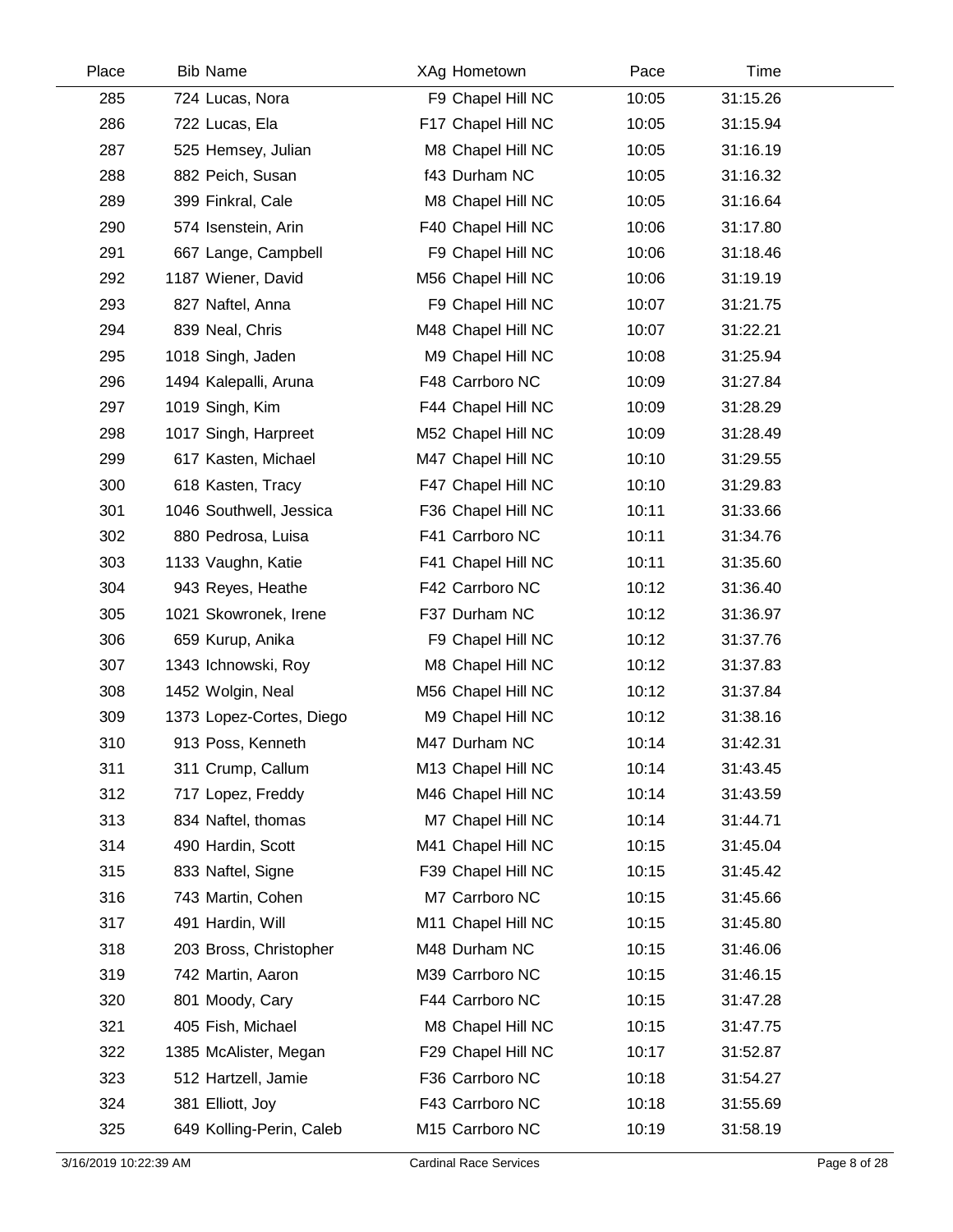| Place | Bib | Name | XAg | Hometown | Pace | Time |
|---|---|---|---|---|---|---|
| 285 | 724 | Lucas, Nora | F9 | Chapel Hill NC | 10:05 | 31:15.26 |
| 286 | 722 | Lucas, Ela | F17 | Chapel Hill NC | 10:05 | 31:15.94 |
| 287 | 525 | Hemsey, Julian | M8 | Chapel Hill NC | 10:05 | 31:16.19 |
| 288 | 882 | Peich, Susan | f43 | Durham NC | 10:05 | 31:16.32 |
| 289 | 399 | Finkral, Cale | M8 | Chapel Hill NC | 10:05 | 31:16.64 |
| 290 | 574 | Isenstein, Arin | F40 | Chapel Hill NC | 10:06 | 31:17.80 |
| 291 | 667 | Lange, Campbell | F9 | Chapel Hill NC | 10:06 | 31:18.46 |
| 292 | 1187 | Wiener, David | M56 | Chapel Hill NC | 10:06 | 31:19.19 |
| 293 | 827 | Naftel, Anna | F9 | Chapel Hill NC | 10:07 | 31:21.75 |
| 294 | 839 | Neal, Chris | M48 | Chapel Hill NC | 10:07 | 31:22.21 |
| 295 | 1018 | Singh, Jaden | M9 | Chapel Hill NC | 10:08 | 31:25.94 |
| 296 | 1494 | Kalepalli, Aruna | F48 | Carrboro NC | 10:09 | 31:27.84 |
| 297 | 1019 | Singh, Kim | F44 | Chapel Hill NC | 10:09 | 31:28.29 |
| 298 | 1017 | Singh, Harpreet | M52 | Chapel Hill NC | 10:09 | 31:28.49 |
| 299 | 617 | Kasten, Michael | M47 | Chapel Hill NC | 10:10 | 31:29.55 |
| 300 | 618 | Kasten, Tracy | F47 | Chapel Hill NC | 10:10 | 31:29.83 |
| 301 | 1046 | Southwell, Jessica | F36 | Chapel Hill NC | 10:11 | 31:33.66 |
| 302 | 880 | Pedrosa, Luisa | F41 | Carrboro NC | 10:11 | 31:34.76 |
| 303 | 1133 | Vaughn, Katie | F41 | Chapel Hill NC | 10:11 | 31:35.60 |
| 304 | 943 | Reyes, Heathe | F42 | Carrboro NC | 10:12 | 31:36.40 |
| 305 | 1021 | Skowronek, Irene | F37 | Durham NC | 10:12 | 31:36.97 |
| 306 | 659 | Kurup, Anika | F9 | Chapel Hill NC | 10:12 | 31:37.76 |
| 307 | 1343 | Ichnowski, Roy | M8 | Chapel Hill NC | 10:12 | 31:37.83 |
| 308 | 1452 | Wolgin, Neal | M56 | Chapel Hill NC | 10:12 | 31:37.84 |
| 309 | 1373 | Lopez-Cortes, Diego | M9 | Chapel Hill NC | 10:12 | 31:38.16 |
| 310 | 913 | Poss, Kenneth | M47 | Durham NC | 10:14 | 31:42.31 |
| 311 | 311 | Crump, Callum | M13 | Chapel Hill NC | 10:14 | 31:43.45 |
| 312 | 717 | Lopez, Freddy | M46 | Chapel Hill NC | 10:14 | 31:43.59 |
| 313 | 834 | Naftel, thomas | M7 | Chapel Hill NC | 10:14 | 31:44.71 |
| 314 | 490 | Hardin, Scott | M41 | Chapel Hill NC | 10:15 | 31:45.04 |
| 315 | 833 | Naftel, Signe | F39 | Chapel Hill NC | 10:15 | 31:45.42 |
| 316 | 743 | Martin, Cohen | M7 | Carrboro NC | 10:15 | 31:45.66 |
| 317 | 491 | Hardin, Will | M11 | Chapel Hill NC | 10:15 | 31:45.80 |
| 318 | 203 | Bross, Christopher | M48 | Durham NC | 10:15 | 31:46.06 |
| 319 | 742 | Martin, Aaron | M39 | Carrboro NC | 10:15 | 31:46.15 |
| 320 | 801 | Moody, Cary | F44 | Carrboro NC | 10:15 | 31:47.28 |
| 321 | 405 | Fish, Michael | M8 | Chapel Hill NC | 10:15 | 31:47.75 |
| 322 | 1385 | McAlister, Megan | F29 | Chapel Hill NC | 10:17 | 31:52.87 |
| 323 | 512 | Hartzell, Jamie | F36 | Carrboro NC | 10:18 | 31:54.27 |
| 324 | 381 | Elliott, Joy | F43 | Carrboro NC | 10:18 | 31:55.69 |
| 325 | 649 | Kolling-Perin, Caleb | M15 | Carrboro NC | 10:19 | 31:58.19 |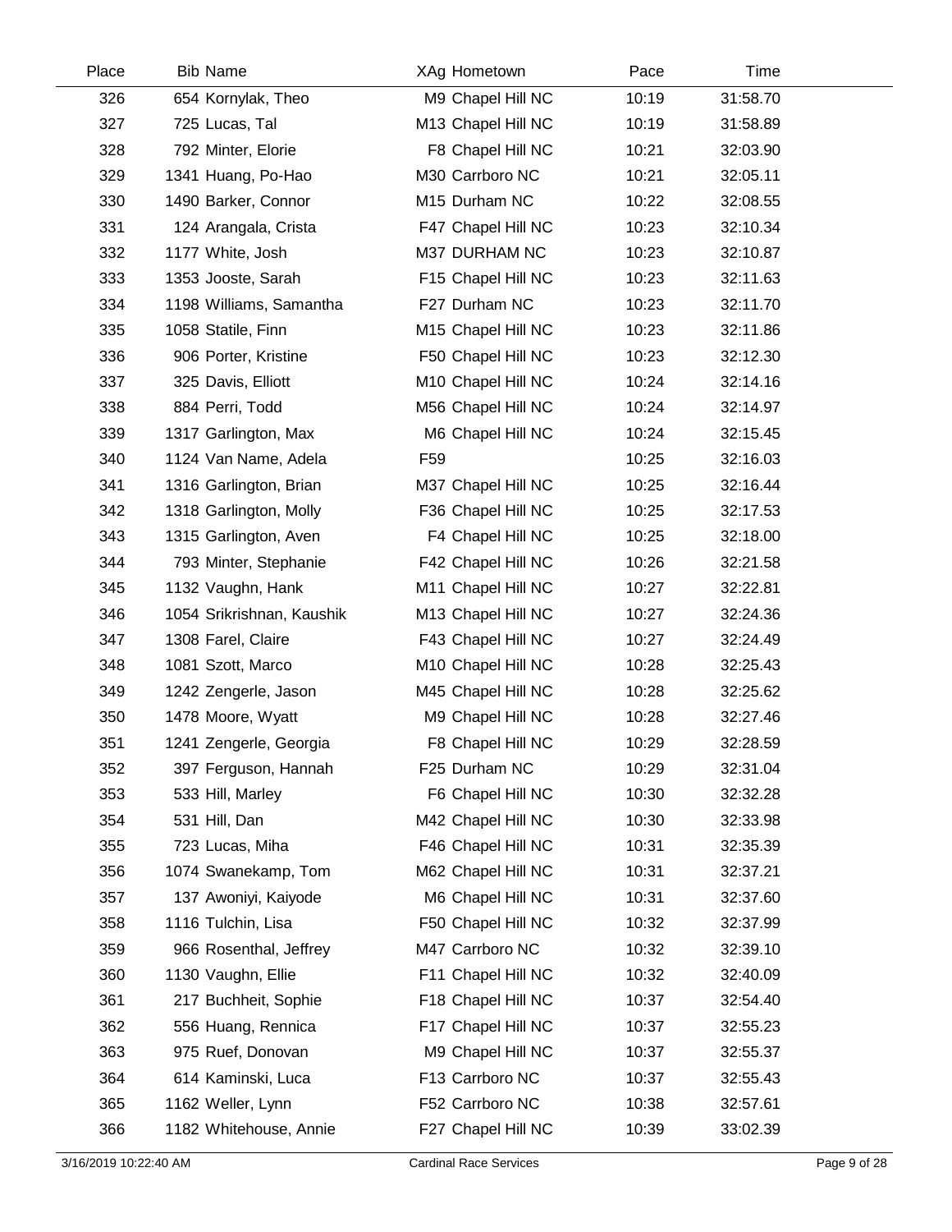| Place | Bib | Name | XAg | Hometown | Pace | Time |
|---|---|---|---|---|---|---|
| 326 | 654 | Kornylak, Theo | M9 | Chapel Hill NC | 10:19 | 31:58.70 |
| 327 | 725 | Lucas, Tal | M13 | Chapel Hill NC | 10:19 | 31:58.89 |
| 328 | 792 | Minter, Elorie | F8 | Chapel Hill NC | 10:21 | 32:03.90 |
| 329 | 1341 | Huang, Po-Hao | M30 | Carrboro NC | 10:21 | 32:05.11 |
| 330 | 1490 | Barker, Connor | M15 | Durham NC | 10:22 | 32:08.55 |
| 331 | 124 | Arangala, Crista | F47 | Chapel Hill NC | 10:23 | 32:10.34 |
| 332 | 1177 | White, Josh | M37 | DURHAM NC | 10:23 | 32:10.87 |
| 333 | 1353 | Jooste, Sarah | F15 | Chapel Hill NC | 10:23 | 32:11.63 |
| 334 | 1198 | Williams, Samantha | F27 | Durham NC | 10:23 | 32:11.70 |
| 335 | 1058 | Statile, Finn | M15 | Chapel Hill NC | 10:23 | 32:11.86 |
| 336 | 906 | Porter, Kristine | F50 | Chapel Hill NC | 10:23 | 32:12.30 |
| 337 | 325 | Davis, Elliott | M10 | Chapel Hill NC | 10:24 | 32:14.16 |
| 338 | 884 | Perri, Todd | M56 | Chapel Hill NC | 10:24 | 32:14.97 |
| 339 | 1317 | Garlington, Max | M6 | Chapel Hill NC | 10:24 | 32:15.45 |
| 340 | 1124 | Van Name, Adela | F59 | | 10:25 | 32:16.03 |
| 341 | 1316 | Garlington, Brian | M37 | Chapel Hill NC | 10:25 | 32:16.44 |
| 342 | 1318 | Garlington, Molly | F36 | Chapel Hill NC | 10:25 | 32:17.53 |
| 343 | 1315 | Garlington, Aven | F4 | Chapel Hill NC | 10:25 | 32:18.00 |
| 344 | 793 | Minter, Stephanie | F42 | Chapel Hill NC | 10:26 | 32:21.58 |
| 345 | 1132 | Vaughn, Hank | M11 | Chapel Hill NC | 10:27 | 32:22.81 |
| 346 | 1054 | Srikrishnan, Kaushik | M13 | Chapel Hill NC | 10:27 | 32:24.36 |
| 347 | 1308 | Farel, Claire | F43 | Chapel Hill NC | 10:27 | 32:24.49 |
| 348 | 1081 | Szott, Marco | M10 | Chapel Hill NC | 10:28 | 32:25.43 |
| 349 | 1242 | Zengerle, Jason | M45 | Chapel Hill NC | 10:28 | 32:25.62 |
| 350 | 1478 | Moore, Wyatt | M9 | Chapel Hill NC | 10:28 | 32:27.46 |
| 351 | 1241 | Zengerle, Georgia | F8 | Chapel Hill NC | 10:29 | 32:28.59 |
| 352 | 397 | Ferguson, Hannah | F25 | Durham NC | 10:29 | 32:31.04 |
| 353 | 533 | Hill, Marley | F6 | Chapel Hill NC | 10:30 | 32:32.28 |
| 354 | 531 | Hill, Dan | M42 | Chapel Hill NC | 10:30 | 32:33.98 |
| 355 | 723 | Lucas, Miha | F46 | Chapel Hill NC | 10:31 | 32:35.39 |
| 356 | 1074 | Swanekamp, Tom | M62 | Chapel Hill NC | 10:31 | 32:37.21 |
| 357 | 137 | Awoniyi, Kaiyode | M6 | Chapel Hill NC | 10:31 | 32:37.60 |
| 358 | 1116 | Tulchin, Lisa | F50 | Chapel Hill NC | 10:32 | 32:37.99 |
| 359 | 966 | Rosenthal, Jeffrey | M47 | Carrboro NC | 10:32 | 32:39.10 |
| 360 | 1130 | Vaughn, Ellie | F11 | Chapel Hill NC | 10:32 | 32:40.09 |
| 361 | 217 | Buchheit, Sophie | F18 | Chapel Hill NC | 10:37 | 32:54.40 |
| 362 | 556 | Huang, Rennica | F17 | Chapel Hill NC | 10:37 | 32:55.23 |
| 363 | 975 | Ruef, Donovan | M9 | Chapel Hill NC | 10:37 | 32:55.37 |
| 364 | 614 | Kaminski, Luca | F13 | Carrboro NC | 10:37 | 32:55.43 |
| 365 | 1162 | Weller, Lynn | F52 | Carrboro NC | 10:38 | 32:57.61 |
| 366 | 1182 | Whitehouse, Annie | F27 | Chapel Hill NC | 10:39 | 33:02.39 |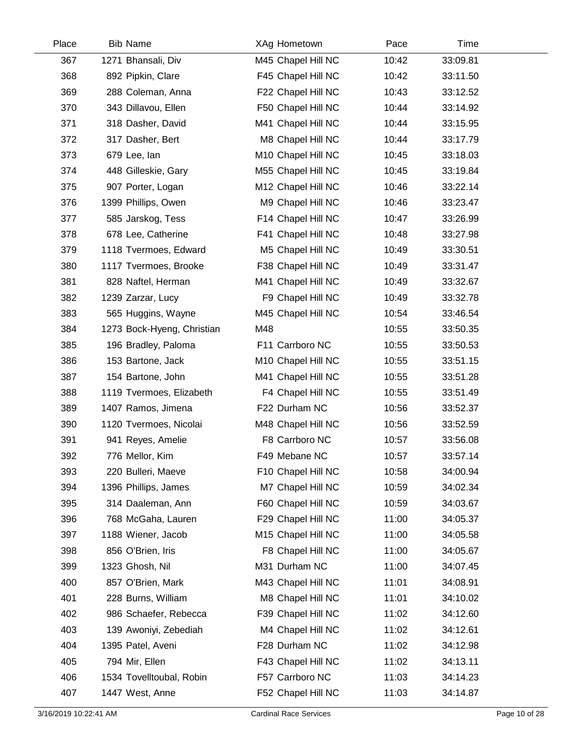| Place | Bib | Name | XAg | Hometown | Pace | Time |
|---|---|---|---|---|---|---|
| 367 | 1271 | Bhansali, Div | M45 | Chapel Hill NC | 10:42 | 33:09.81 |
| 368 | 892 | Pipkin, Clare | F45 | Chapel Hill NC | 10:42 | 33:11.50 |
| 369 | 288 | Coleman, Anna | F22 | Chapel Hill NC | 10:43 | 33:12.52 |
| 370 | 343 | Dillavou, Ellen | F50 | Chapel Hill NC | 10:44 | 33:14.92 |
| 371 | 318 | Dasher, David | M41 | Chapel Hill NC | 10:44 | 33:15.95 |
| 372 | 317 | Dasher, Bert | M8 | Chapel Hill NC | 10:44 | 33:17.79 |
| 373 | 679 | Lee, Ian | M10 | Chapel Hill NC | 10:45 | 33:18.03 |
| 374 | 448 | Gilleskie, Gary | M55 | Chapel Hill NC | 10:45 | 33:19.84 |
| 375 | 907 | Porter, Logan | M12 | Chapel Hill NC | 10:46 | 33:22.14 |
| 376 | 1399 | Phillips, Owen | M9 | Chapel Hill NC | 10:46 | 33:23.47 |
| 377 | 585 | Jarskog, Tess | F14 | Chapel Hill NC | 10:47 | 33:26.99 |
| 378 | 678 | Lee, Catherine | F41 | Chapel Hill NC | 10:48 | 33:27.98 |
| 379 | 1118 | Tvermoes, Edward | M5 | Chapel Hill NC | 10:49 | 33:30.51 |
| 380 | 1117 | Tvermoes, Brooke | F38 | Chapel Hill NC | 10:49 | 33:31.47 |
| 381 | 828 | Naftel, Herman | M41 | Chapel Hill NC | 10:49 | 33:32.67 |
| 382 | 1239 | Zarzar, Lucy | F9 | Chapel Hill NC | 10:49 | 33:32.78 |
| 383 | 565 | Huggins, Wayne | M45 | Chapel Hill NC | 10:54 | 33:46.54 |
| 384 | 1273 | Bock-Hyeng, Christian | M48 | | 10:55 | 33:50.35 |
| 385 | 196 | Bradley, Paloma | F11 | Carrboro NC | 10:55 | 33:50.53 |
| 386 | 153 | Bartone, Jack | M10 | Chapel Hill NC | 10:55 | 33:51.15 |
| 387 | 154 | Bartone, John | M41 | Chapel Hill NC | 10:55 | 33:51.28 |
| 388 | 1119 | Tvermoes, Elizabeth | F4 | Chapel Hill NC | 10:55 | 33:51.49 |
| 389 | 1407 | Ramos, Jimena | F22 | Durham NC | 10:56 | 33:52.37 |
| 390 | 1120 | Tvermoes, Nicolai | M48 | Chapel Hill NC | 10:56 | 33:52.59 |
| 391 | 941 | Reyes, Amelie | F8 | Carrboro NC | 10:57 | 33:56.08 |
| 392 | 776 | Mellor, Kim | F49 | Mebane NC | 10:57 | 33:57.14 |
| 393 | 220 | Bulleri, Maeve | F10 | Chapel Hill NC | 10:58 | 34:00.94 |
| 394 | 1396 | Phillips, James | M7 | Chapel Hill NC | 10:59 | 34:02.34 |
| 395 | 314 | Daaleman, Ann | F60 | Chapel Hill NC | 10:59 | 34:03.67 |
| 396 | 768 | McGaha, Lauren | F29 | Chapel Hill NC | 11:00 | 34:05.37 |
| 397 | 1188 | Wiener, Jacob | M15 | Chapel Hill NC | 11:00 | 34:05.58 |
| 398 | 856 | O'Brien, Iris | F8 | Chapel Hill NC | 11:00 | 34:05.67 |
| 399 | 1323 | Ghosh, Nil | M31 | Durham NC | 11:00 | 34:07.45 |
| 400 | 857 | O'Brien, Mark | M43 | Chapel Hill NC | 11:01 | 34:08.91 |
| 401 | 228 | Burns, William | M8 | Chapel Hill NC | 11:01 | 34:10.02 |
| 402 | 986 | Schaefer, Rebecca | F39 | Chapel Hill NC | 11:02 | 34:12.60 |
| 403 | 139 | Awoniyi, Zebediah | M4 | Chapel Hill NC | 11:02 | 34:12.61 |
| 404 | 1395 | Patel, Aveni | F28 | Durham NC | 11:02 | 34:12.98 |
| 405 | 794 | Mir, Ellen | F43 | Chapel Hill NC | 11:02 | 34:13.11 |
| 406 | 1534 | Tovelltoubal, Robin | F57 | Carrboro NC | 11:03 | 34:14.23 |
| 407 | 1447 | West, Anne | F52 | Chapel Hill NC | 11:03 | 34:14.87 |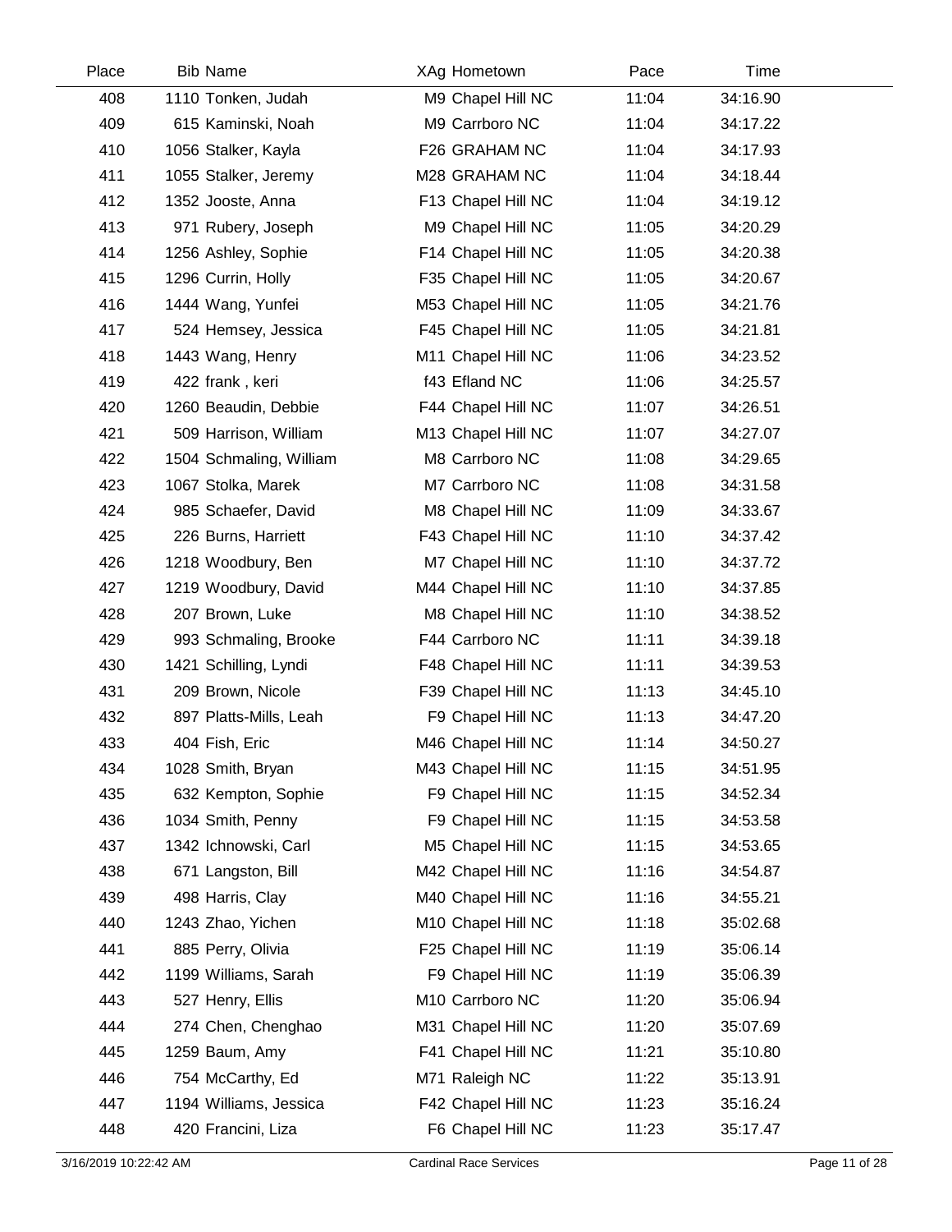| Place | Bib | Name | XAg | Hometown | Pace | Time |
|---|---|---|---|---|---|---|
| 408 | 1110 | Tonken, Judah | M9 | Chapel Hill NC | 11:04 | 34:16.90 |
| 409 | 615 | Kaminski, Noah | M9 | Carrboro NC | 11:04 | 34:17.22 |
| 410 | 1056 | Stalker, Kayla | F26 | GRAHAM NC | 11:04 | 34:17.93 |
| 411 | 1055 | Stalker, Jeremy | M28 | GRAHAM NC | 11:04 | 34:18.44 |
| 412 | 1352 | Jooste, Anna | F13 | Chapel Hill NC | 11:04 | 34:19.12 |
| 413 | 971 | Rubery, Joseph | M9 | Chapel Hill NC | 11:05 | 34:20.29 |
| 414 | 1256 | Ashley, Sophie | F14 | Chapel Hill NC | 11:05 | 34:20.38 |
| 415 | 1296 | Currin, Holly | F35 | Chapel Hill NC | 11:05 | 34:20.67 |
| 416 | 1444 | Wang, Yunfei | M53 | Chapel Hill NC | 11:05 | 34:21.76 |
| 417 | 524 | Hemsey, Jessica | F45 | Chapel Hill NC | 11:05 | 34:21.81 |
| 418 | 1443 | Wang, Henry | M11 | Chapel Hill NC | 11:06 | 34:23.52 |
| 419 | 422 | frank , keri | f43 | Efland NC | 11:06 | 34:25.57 |
| 420 | 1260 | Beaudin, Debbie | F44 | Chapel Hill NC | 11:07 | 34:26.51 |
| 421 | 509 | Harrison, William | M13 | Chapel Hill NC | 11:07 | 34:27.07 |
| 422 | 1504 | Schmaling, William | M8 | Carrboro NC | 11:08 | 34:29.65 |
| 423 | 1067 | Stolka, Marek | M7 | Carrboro NC | 11:08 | 34:31.58 |
| 424 | 985 | Schaefer, David | M8 | Chapel Hill NC | 11:09 | 34:33.67 |
| 425 | 226 | Burns, Harriett | F43 | Chapel Hill NC | 11:10 | 34:37.42 |
| 426 | 1218 | Woodbury, Ben | M7 | Chapel Hill NC | 11:10 | 34:37.72 |
| 427 | 1219 | Woodbury, David | M44 | Chapel Hill NC | 11:10 | 34:37.85 |
| 428 | 207 | Brown, Luke | M8 | Chapel Hill NC | 11:10 | 34:38.52 |
| 429 | 993 | Schmaling, Brooke | F44 | Carrboro NC | 11:11 | 34:39.18 |
| 430 | 1421 | Schilling, Lyndi | F48 | Chapel Hill NC | 11:11 | 34:39.53 |
| 431 | 209 | Brown, Nicole | F39 | Chapel Hill NC | 11:13 | 34:45.10 |
| 432 | 897 | Platts-Mills, Leah | F9 | Chapel Hill NC | 11:13 | 34:47.20 |
| 433 | 404 | Fish, Eric | M46 | Chapel Hill NC | 11:14 | 34:50.27 |
| 434 | 1028 | Smith, Bryan | M43 | Chapel Hill NC | 11:15 | 34:51.95 |
| 435 | 632 | Kempton, Sophie | F9 | Chapel Hill NC | 11:15 | 34:52.34 |
| 436 | 1034 | Smith, Penny | F9 | Chapel Hill NC | 11:15 | 34:53.58 |
| 437 | 1342 | Ichnowski, Carl | M5 | Chapel Hill NC | 11:15 | 34:53.65 |
| 438 | 671 | Langston, Bill | M42 | Chapel Hill NC | 11:16 | 34:54.87 |
| 439 | 498 | Harris, Clay | M40 | Chapel Hill NC | 11:16 | 34:55.21 |
| 440 | 1243 | Zhao, Yichen | M10 | Chapel Hill NC | 11:18 | 35:02.68 |
| 441 | 885 | Perry, Olivia | F25 | Chapel Hill NC | 11:19 | 35:06.14 |
| 442 | 1199 | Williams, Sarah | F9 | Chapel Hill NC | 11:19 | 35:06.39 |
| 443 | 527 | Henry, Ellis | M10 | Carrboro NC | 11:20 | 35:06.94 |
| 444 | 274 | Chen, Chenghao | M31 | Chapel Hill NC | 11:20 | 35:07.69 |
| 445 | 1259 | Baum, Amy | F41 | Chapel Hill NC | 11:21 | 35:10.80 |
| 446 | 754 | McCarthy, Ed | M71 | Raleigh NC | 11:22 | 35:13.91 |
| 447 | 1194 | Williams, Jessica | F42 | Chapel Hill NC | 11:23 | 35:16.24 |
| 448 | 420 | Francini, Liza | F6 | Chapel Hill NC | 11:23 | 35:17.47 |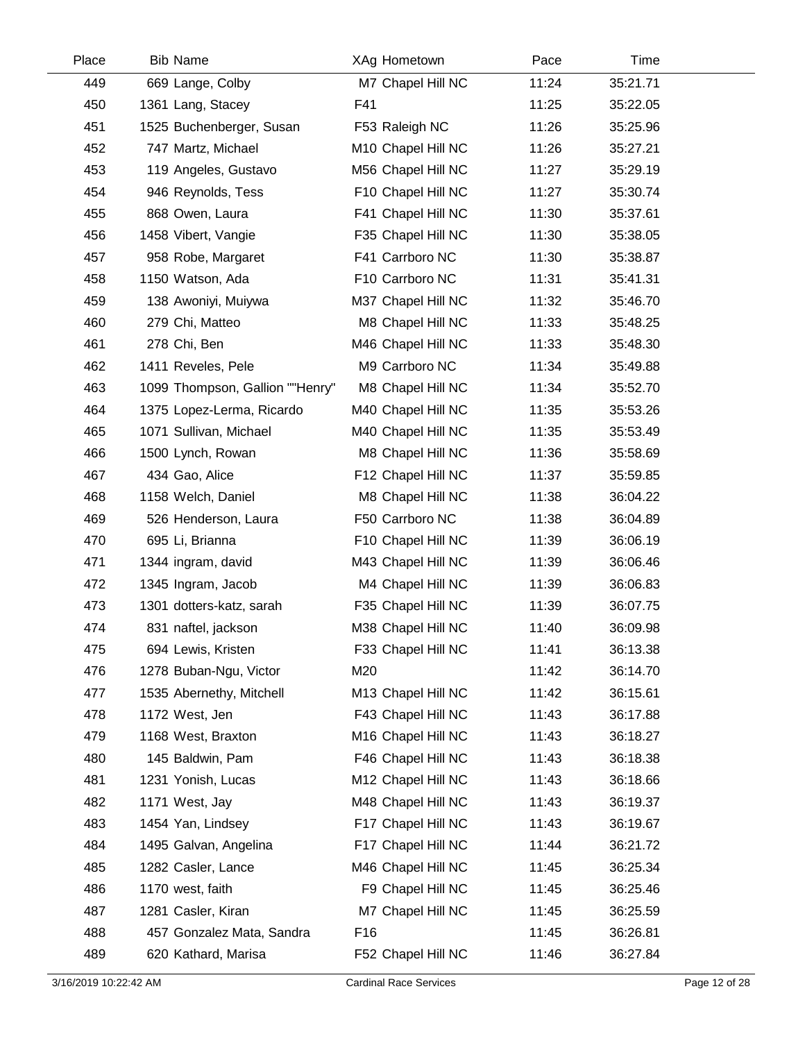| Place | Bib | Name | XAg | Hometown | Pace | Time |
|---|---|---|---|---|---|---|
| 449 | 669 | Lange, Colby | M7 | Chapel Hill NC | 11:24 | 35:21.71 |
| 450 | 1361 | Lang, Stacey | F41 | | 11:25 | 35:22.05 |
| 451 | 1525 | Buchenberger, Susan | F53 | Raleigh NC | 11:26 | 35:25.96 |
| 452 | 747 | Martz, Michael | M10 | Chapel Hill NC | 11:26 | 35:27.21 |
| 453 | 119 | Angeles, Gustavo | M56 | Chapel Hill NC | 11:27 | 35:29.19 |
| 454 | 946 | Reynolds, Tess | F10 | Chapel Hill NC | 11:27 | 35:30.74 |
| 455 | 868 | Owen, Laura | F41 | Chapel Hill NC | 11:30 | 35:37.61 |
| 456 | 1458 | Vibert, Vangie | F35 | Chapel Hill NC | 11:30 | 35:38.05 |
| 457 | 958 | Robe, Margaret | F41 | Carrboro NC | 11:30 | 35:38.87 |
| 458 | 1150 | Watson, Ada | F10 | Carrboro NC | 11:31 | 35:41.31 |
| 459 | 138 | Awoniyi, Muiywa | M37 | Chapel Hill NC | 11:32 | 35:46.70 |
| 460 | 279 | Chi, Matteo | M8 | Chapel Hill NC | 11:33 | 35:48.25 |
| 461 | 278 | Chi, Ben | M46 | Chapel Hill NC | 11:33 | 35:48.30 |
| 462 | 1411 | Reveles, Pele | M9 | Carrboro NC | 11:34 | 35:49.88 |
| 463 | 1099 | Thompson, Gallion ""Henry" | M8 | Chapel Hill NC | 11:34 | 35:52.70 |
| 464 | 1375 | Lopez-Lerma, Ricardo | M40 | Chapel Hill NC | 11:35 | 35:53.26 |
| 465 | 1071 | Sullivan, Michael | M40 | Chapel Hill NC | 11:35 | 35:53.49 |
| 466 | 1500 | Lynch, Rowan | M8 | Chapel Hill NC | 11:36 | 35:58.69 |
| 467 | 434 | Gao, Alice | F12 | Chapel Hill NC | 11:37 | 35:59.85 |
| 468 | 1158 | Welch, Daniel | M8 | Chapel Hill NC | 11:38 | 36:04.22 |
| 469 | 526 | Henderson, Laura | F50 | Carrboro NC | 11:38 | 36:04.89 |
| 470 | 695 | Li, Brianna | F10 | Chapel Hill NC | 11:39 | 36:06.19 |
| 471 | 1344 | ingram, david | M43 | Chapel Hill NC | 11:39 | 36:06.46 |
| 472 | 1345 | Ingram, Jacob | M4 | Chapel Hill NC | 11:39 | 36:06.83 |
| 473 | 1301 | dotters-katz, sarah | F35 | Chapel Hill NC | 11:39 | 36:07.75 |
| 474 | 831 | naftel, jackson | M38 | Chapel Hill NC | 11:40 | 36:09.98 |
| 475 | 694 | Lewis, Kristen | F33 | Chapel Hill NC | 11:41 | 36:13.38 |
| 476 | 1278 | Buban-Ngu, Victor | M20 | | 11:42 | 36:14.70 |
| 477 | 1535 | Abernethy, Mitchell | M13 | Chapel Hill NC | 11:42 | 36:15.61 |
| 478 | 1172 | West, Jen | F43 | Chapel Hill NC | 11:43 | 36:17.88 |
| 479 | 1168 | West, Braxton | M16 | Chapel Hill NC | 11:43 | 36:18.27 |
| 480 | 145 | Baldwin, Pam | F46 | Chapel Hill NC | 11:43 | 36:18.38 |
| 481 | 1231 | Yonish, Lucas | M12 | Chapel Hill NC | 11:43 | 36:18.66 |
| 482 | 1171 | West, Jay | M48 | Chapel Hill NC | 11:43 | 36:19.37 |
| 483 | 1454 | Yan, Lindsey | F17 | Chapel Hill NC | 11:43 | 36:19.67 |
| 484 | 1495 | Galvan, Angelina | F17 | Chapel Hill NC | 11:44 | 36:21.72 |
| 485 | 1282 | Casler, Lance | M46 | Chapel Hill NC | 11:45 | 36:25.34 |
| 486 | 1170 | west, faith | F9 | Chapel Hill NC | 11:45 | 36:25.46 |
| 487 | 1281 | Casler, Kiran | M7 | Chapel Hill NC | 11:45 | 36:25.59 |
| 488 | 457 | Gonzalez Mata, Sandra | F16 | | 11:45 | 36:26.81 |
| 489 | 620 | Kathard, Marisa | F52 | Chapel Hill NC | 11:46 | 36:27.84 |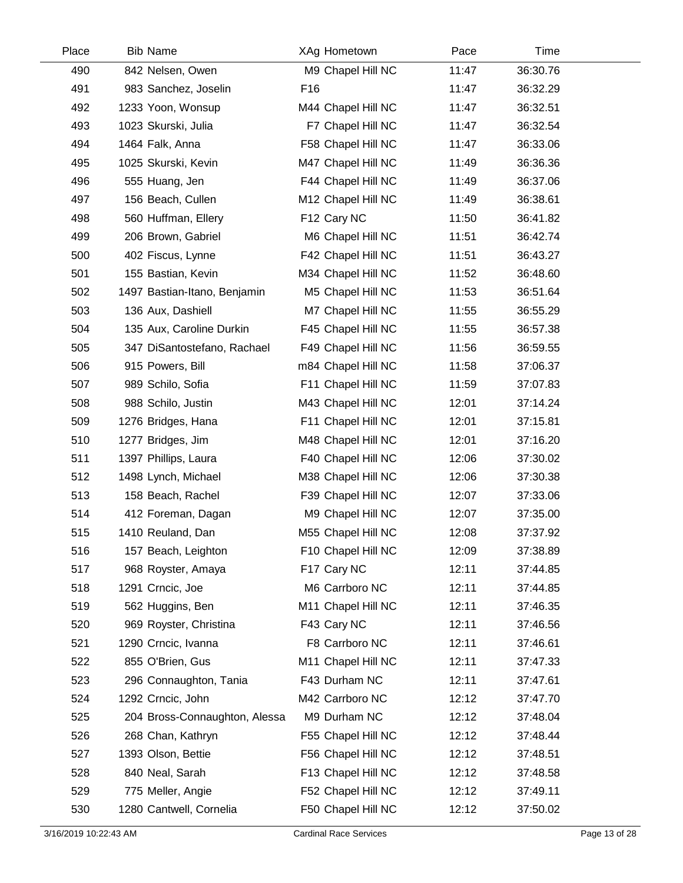| Place | Bib | Name | XAg | Hometown | Pace | Time |
|---|---|---|---|---|---|---|
| 490 | 842 | Nelsen, Owen | M9 | Chapel Hill NC | 11:47 | 36:30.76 |
| 491 | 983 | Sanchez, Joselin | F16 | | 11:47 | 36:32.29 |
| 492 | 1233 | Yoon, Wonsup | M44 | Chapel Hill NC | 11:47 | 36:32.51 |
| 493 | 1023 | Skurski, Julia | F7 | Chapel Hill NC | 11:47 | 36:32.54 |
| 494 | 1464 | Falk, Anna | F58 | Chapel Hill NC | 11:47 | 36:33.06 |
| 495 | 1025 | Skurski, Kevin | M47 | Chapel Hill NC | 11:49 | 36:36.36 |
| 496 | 555 | Huang, Jen | F44 | Chapel Hill NC | 11:49 | 36:37.06 |
| 497 | 156 | Beach, Cullen | M12 | Chapel Hill NC | 11:49 | 36:38.61 |
| 498 | 560 | Huffman, Ellery | F12 | Cary NC | 11:50 | 36:41.82 |
| 499 | 206 | Brown, Gabriel | M6 | Chapel Hill NC | 11:51 | 36:42.74 |
| 500 | 402 | Fiscus, Lynne | F42 | Chapel Hill NC | 11:51 | 36:43.27 |
| 501 | 155 | Bastian, Kevin | M34 | Chapel Hill NC | 11:52 | 36:48.60 |
| 502 | 1497 | Bastian-Itano, Benjamin | M5 | Chapel Hill NC | 11:53 | 36:51.64 |
| 503 | 136 | Aux, Dashiell | M7 | Chapel Hill NC | 11:55 | 36:55.29 |
| 504 | 135 | Aux, Caroline Durkin | F45 | Chapel Hill NC | 11:55 | 36:57.38 |
| 505 | 347 | DiSantostefano, Rachael | F49 | Chapel Hill NC | 11:56 | 36:59.55 |
| 506 | 915 | Powers, Bill | m84 | Chapel Hill NC | 11:58 | 37:06.37 |
| 507 | 989 | Schilo, Sofia | F11 | Chapel Hill NC | 11:59 | 37:07.83 |
| 508 | 988 | Schilo, Justin | M43 | Chapel Hill NC | 12:01 | 37:14.24 |
| 509 | 1276 | Bridges, Hana | F11 | Chapel Hill NC | 12:01 | 37:15.81 |
| 510 | 1277 | Bridges, Jim | M48 | Chapel Hill NC | 12:01 | 37:16.20 |
| 511 | 1397 | Phillips, Laura | F40 | Chapel Hill NC | 12:06 | 37:30.02 |
| 512 | 1498 | Lynch, Michael | M38 | Chapel Hill NC | 12:06 | 37:30.38 |
| 513 | 158 | Beach, Rachel | F39 | Chapel Hill NC | 12:07 | 37:33.06 |
| 514 | 412 | Foreman, Dagan | M9 | Chapel Hill NC | 12:07 | 37:35.00 |
| 515 | 1410 | Reuland, Dan | M55 | Chapel Hill NC | 12:08 | 37:37.92 |
| 516 | 157 | Beach, Leighton | F10 | Chapel Hill NC | 12:09 | 37:38.89 |
| 517 | 968 | Royster, Amaya | F17 | Cary NC | 12:11 | 37:44.85 |
| 518 | 1291 | Crncic, Joe | M6 | Carrboro NC | 12:11 | 37:44.85 |
| 519 | 562 | Huggins, Ben | M11 | Chapel Hill NC | 12:11 | 37:46.35 |
| 520 | 969 | Royster, Christina | F43 | Cary NC | 12:11 | 37:46.56 |
| 521 | 1290 | Crncic, Ivanna | F8 | Carrboro NC | 12:11 | 37:46.61 |
| 522 | 855 | O'Brien, Gus | M11 | Chapel Hill NC | 12:11 | 37:47.33 |
| 523 | 296 | Connaughton, Tania | F43 | Durham NC | 12:11 | 37:47.61 |
| 524 | 1292 | Crncic, John | M42 | Carrboro NC | 12:12 | 37:47.70 |
| 525 | 204 | Bross-Connaughton, Alessa | M9 | Durham NC | 12:12 | 37:48.04 |
| 526 | 268 | Chan, Kathryn | F55 | Chapel Hill NC | 12:12 | 37:48.44 |
| 527 | 1393 | Olson, Bettie | F56 | Chapel Hill NC | 12:12 | 37:48.51 |
| 528 | 840 | Neal, Sarah | F13 | Chapel Hill NC | 12:12 | 37:48.58 |
| 529 | 775 | Meller, Angie | F52 | Chapel Hill NC | 12:12 | 37:49.11 |
| 530 | 1280 | Cantwell, Cornelia | F50 | Chapel Hill NC | 12:12 | 37:50.02 |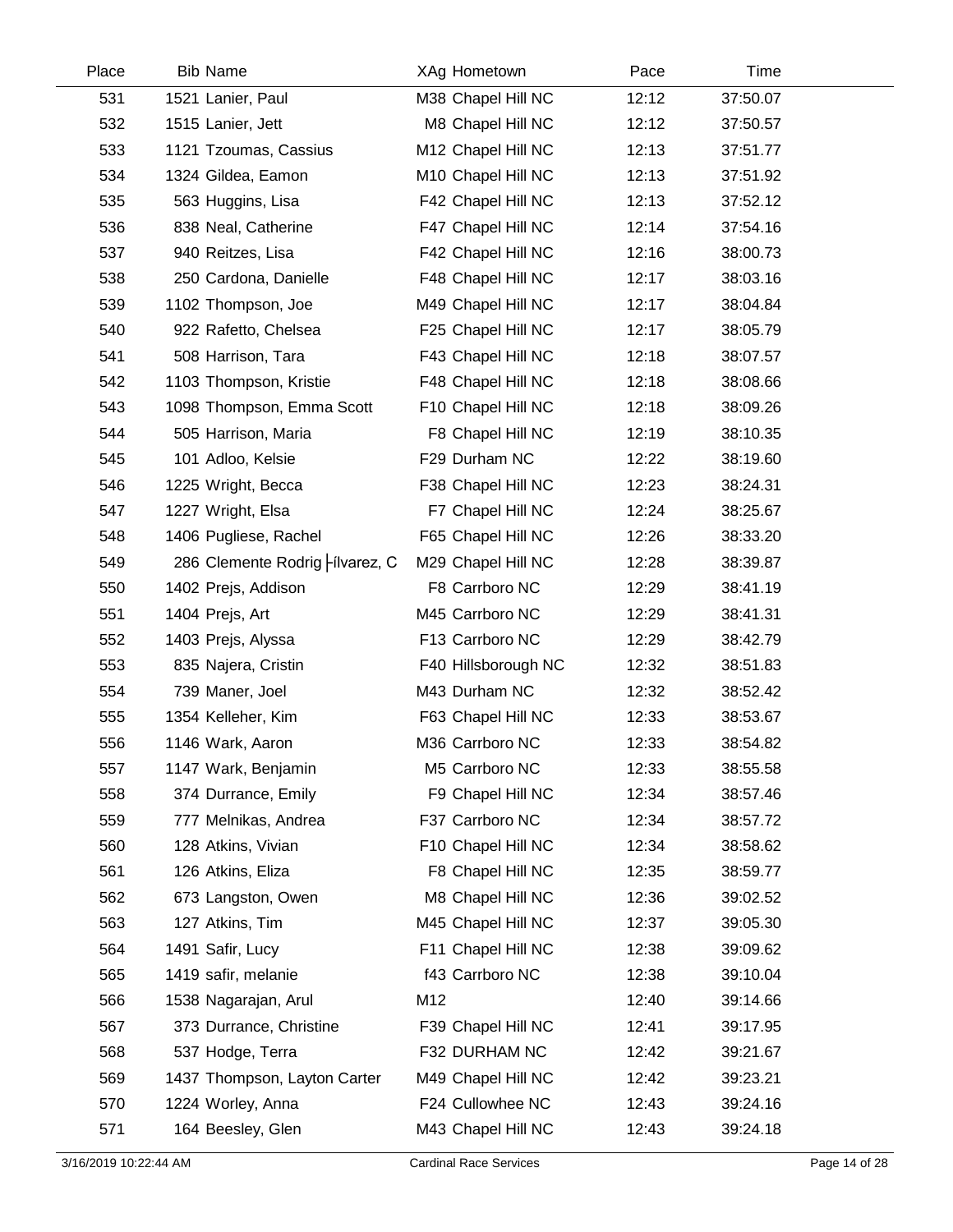| Place | Bib | Name | XAg | Hometown | Pace | Time |
|---|---|---|---|---|---|---|
| 531 | 1521 | Lanier, Paul | M38 | Chapel Hill NC | 12:12 | 37:50.07 |
| 532 | 1515 | Lanier, Jett | M8 | Chapel Hill NC | 12:12 | 37:50.57 |
| 533 | 1121 | Tzoumas, Cassius | M12 | Chapel Hill NC | 12:13 | 37:51.77 |
| 534 | 1324 | Gildea, Eamon | M10 | Chapel Hill NC | 12:13 | 37:51.92 |
| 535 | 563 | Huggins, Lisa | F42 | Chapel Hill NC | 12:13 | 37:52.12 |
| 536 | 838 | Neal, Catherine | F47 | Chapel Hill NC | 12:14 | 37:54.16 |
| 537 | 940 | Reitzes, Lisa | F42 | Chapel Hill NC | 12:16 | 38:00.73 |
| 538 | 250 | Cardona, Danielle | F48 | Chapel Hill NC | 12:17 | 38:03.16 |
| 539 | 1102 | Thompson, Joe | M49 | Chapel Hill NC | 12:17 | 38:04.84 |
| 540 | 922 | Rafetto, Chelsea | F25 | Chapel Hill NC | 12:17 | 38:05.79 |
| 541 | 508 | Harrison, Tara | F43 | Chapel Hill NC | 12:18 | 38:07.57 |
| 542 | 1103 | Thompson, Kristie | F48 | Chapel Hill NC | 12:18 | 38:08.66 |
| 543 | 1098 | Thompson, Emma Scott | F10 | Chapel Hill NC | 12:18 | 38:09.26 |
| 544 | 505 | Harrison, Maria | F8 | Chapel Hill NC | 12:19 | 38:10.35 |
| 545 | 101 | Adloo, Kelsie | F29 | Durham NC | 12:22 | 38:19.60 |
| 546 | 1225 | Wright, Becca | F38 | Chapel Hill NC | 12:23 | 38:24.31 |
| 547 | 1227 | Wright, Elsa | F7 | Chapel Hill NC | 12:24 | 38:25.67 |
| 548 | 1406 | Pugliese, Rachel | F65 | Chapel Hill NC | 12:26 | 38:33.20 |
| 549 | 286 | Clemente Rodrig├ílvarez, C | M29 | Chapel Hill NC | 12:28 | 38:39.87 |
| 550 | 1402 | Prejs, Addison | F8 | Carrboro NC | 12:29 | 38:41.19 |
| 551 | 1404 | Prejs, Art | M45 | Carrboro NC | 12:29 | 38:41.31 |
| 552 | 1403 | Prejs, Alyssa | F13 | Carrboro NC | 12:29 | 38:42.79 |
| 553 | 835 | Najera, Cristin | F40 | Hillsborough NC | 12:32 | 38:51.83 |
| 554 | 739 | Maner, Joel | M43 | Durham NC | 12:32 | 38:52.42 |
| 555 | 1354 | Kelleher, Kim | F63 | Chapel Hill NC | 12:33 | 38:53.67 |
| 556 | 1146 | Wark, Aaron | M36 | Carrboro NC | 12:33 | 38:54.82 |
| 557 | 1147 | Wark, Benjamin | M5 | Carrboro NC | 12:33 | 38:55.58 |
| 558 | 374 | Durrance, Emily | F9 | Chapel Hill NC | 12:34 | 38:57.46 |
| 559 | 777 | Melnikas, Andrea | F37 | Carrboro NC | 12:34 | 38:57.72 |
| 560 | 128 | Atkins, Vivian | F10 | Chapel Hill NC | 12:34 | 38:58.62 |
| 561 | 126 | Atkins, Eliza | F8 | Chapel Hill NC | 12:35 | 38:59.77 |
| 562 | 673 | Langston, Owen | M8 | Chapel Hill NC | 12:36 | 39:02.52 |
| 563 | 127 | Atkins, Tim | M45 | Chapel Hill NC | 12:37 | 39:05.30 |
| 564 | 1491 | Safir, Lucy | F11 | Chapel Hill NC | 12:38 | 39:09.62 |
| 565 | 1419 | safir, melanie | f43 | Carrboro NC | 12:38 | 39:10.04 |
| 566 | 1538 | Nagarajan, Arul | M12 | | 12:40 | 39:14.66 |
| 567 | 373 | Durrance, Christine | F39 | Chapel Hill NC | 12:41 | 39:17.95 |
| 568 | 537 | Hodge, Terra | F32 | DURHAM NC | 12:42 | 39:21.67 |
| 569 | 1437 | Thompson, Layton Carter | M49 | Chapel Hill NC | 12:42 | 39:23.21 |
| 570 | 1224 | Worley, Anna | F24 | Cullowhee NC | 12:43 | 39:24.16 |
| 571 | 164 | Beesley, Glen | M43 | Chapel Hill NC | 12:43 | 39:24.18 |

3/16/2019 10:22:44 AM — Cardinal Race Services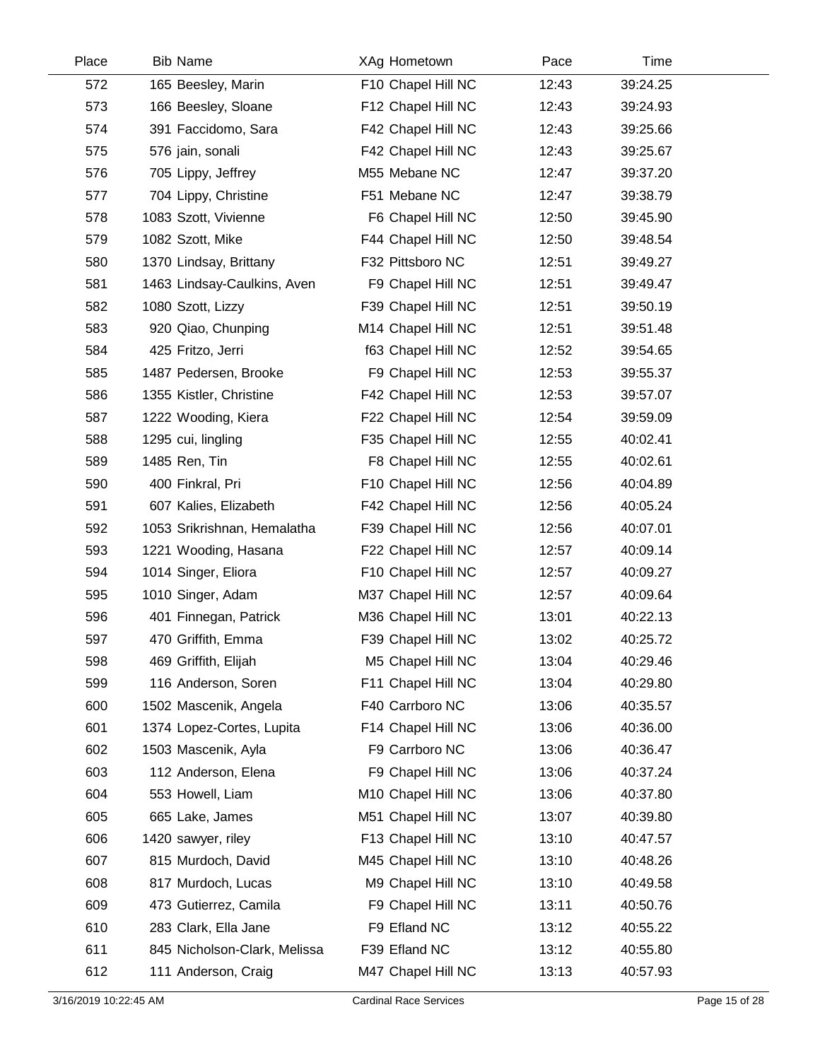| Place | Bib | Name | XAg | Hometown | Pace | Time |
|---|---|---|---|---|---|---|
| 572 | 165 | Beesley, Marin | F10 | Chapel Hill NC | 12:43 | 39:24.25 |
| 573 | 166 | Beesley, Sloane | F12 | Chapel Hill NC | 12:43 | 39:24.93 |
| 574 | 391 | Faccidomo, Sara | F42 | Chapel Hill NC | 12:43 | 39:25.66 |
| 575 | 576 | jain, sonali | F42 | Chapel Hill NC | 12:43 | 39:25.67 |
| 576 | 705 | Lippy, Jeffrey | M55 | Mebane NC | 12:47 | 39:37.20 |
| 577 | 704 | Lippy, Christine | F51 | Mebane NC | 12:47 | 39:38.79 |
| 578 | 1083 | Szott, Vivienne | F6 | Chapel Hill NC | 12:50 | 39:45.90 |
| 579 | 1082 | Szott, Mike | F44 | Chapel Hill NC | 12:50 | 39:48.54 |
| 580 | 1370 | Lindsay, Brittany | F32 | Pittsboro NC | 12:51 | 39:49.27 |
| 581 | 1463 | Lindsay-Caulkins, Aven | F9 | Chapel Hill NC | 12:51 | 39:49.47 |
| 582 | 1080 | Szott, Lizzy | F39 | Chapel Hill NC | 12:51 | 39:50.19 |
| 583 | 920 | Qiao, Chunping | M14 | Chapel Hill NC | 12:51 | 39:51.48 |
| 584 | 425 | Fritzo, Jerri | f63 | Chapel Hill NC | 12:52 | 39:54.65 |
| 585 | 1487 | Pedersen, Brooke | F9 | Chapel Hill NC | 12:53 | 39:55.37 |
| 586 | 1355 | Kistler, Christine | F42 | Chapel Hill NC | 12:53 | 39:57.07 |
| 587 | 1222 | Wooding, Kiera | F22 | Chapel Hill NC | 12:54 | 39:59.09 |
| 588 | 1295 | cui, lingling | F35 | Chapel Hill NC | 12:55 | 40:02.41 |
| 589 | 1485 | Ren, Tin | F8 | Chapel Hill NC | 12:55 | 40:02.61 |
| 590 | 400 | Finkral, Pri | F10 | Chapel Hill NC | 12:56 | 40:04.89 |
| 591 | 607 | Kalies, Elizabeth | F42 | Chapel Hill NC | 12:56 | 40:05.24 |
| 592 | 1053 | Srikrishnan, Hemalatha | F39 | Chapel Hill NC | 12:56 | 40:07.01 |
| 593 | 1221 | Wooding, Hasana | F22 | Chapel Hill NC | 12:57 | 40:09.14 |
| 594 | 1014 | Singer, Eliora | F10 | Chapel Hill NC | 12:57 | 40:09.27 |
| 595 | 1010 | Singer, Adam | M37 | Chapel Hill NC | 12:57 | 40:09.64 |
| 596 | 401 | Finnegan, Patrick | M36 | Chapel Hill NC | 13:01 | 40:22.13 |
| 597 | 470 | Griffith, Emma | F39 | Chapel Hill NC | 13:02 | 40:25.72 |
| 598 | 469 | Griffith, Elijah | M5 | Chapel Hill NC | 13:04 | 40:29.46 |
| 599 | 116 | Anderson, Soren | F11 | Chapel Hill NC | 13:04 | 40:29.80 |
| 600 | 1502 | Mascenik, Angela | F40 | Carrboro NC | 13:06 | 40:35.57 |
| 601 | 1374 | Lopez-Cortes, Lupita | F14 | Chapel Hill NC | 13:06 | 40:36.00 |
| 602 | 1503 | Mascenik, Ayla | F9 | Carrboro NC | 13:06 | 40:36.47 |
| 603 | 112 | Anderson, Elena | F9 | Chapel Hill NC | 13:06 | 40:37.24 |
| 604 | 553 | Howell, Liam | M10 | Chapel Hill NC | 13:06 | 40:37.80 |
| 605 | 665 | Lake, James | M51 | Chapel Hill NC | 13:07 | 40:39.80 |
| 606 | 1420 | sawyer, riley | F13 | Chapel Hill NC | 13:10 | 40:47.57 |
| 607 | 815 | Murdoch, David | M45 | Chapel Hill NC | 13:10 | 40:48.26 |
| 608 | 817 | Murdoch, Lucas | M9 | Chapel Hill NC | 13:10 | 40:49.58 |
| 609 | 473 | Gutierrez, Camila | F9 | Chapel Hill NC | 13:11 | 40:50.76 |
| 610 | 283 | Clark, Ella Jane | F9 | Efland NC | 13:12 | 40:55.22 |
| 611 | 845 | Nicholson-Clark, Melissa | F39 | Efland NC | 13:12 | 40:55.80 |
| 612 | 111 | Anderson, Craig | M47 | Chapel Hill NC | 13:13 | 40:57.93 |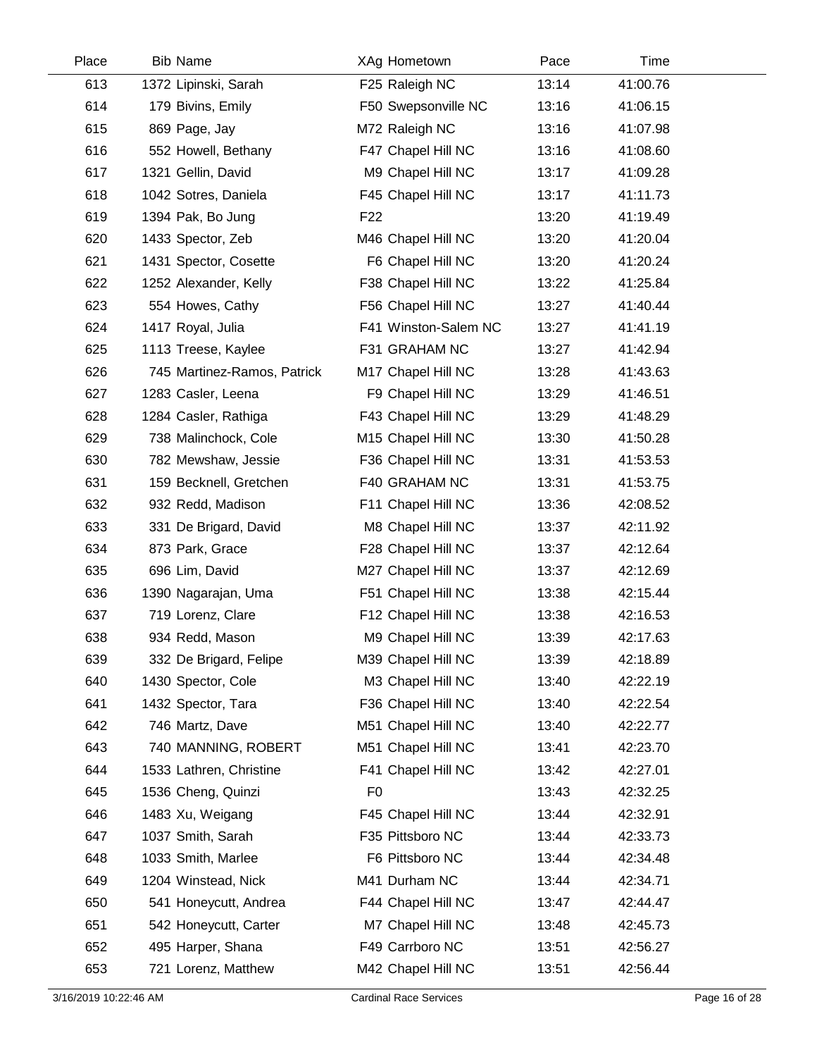| Place | Bib | Name | XAg | Hometown | Pace | Time |
|---|---|---|---|---|---|---|
| 613 | 1372 | Lipinski, Sarah | F25 | Raleigh NC | 13:14 | 41:00.76 |
| 614 | 179 | Bivins, Emily | F50 | Swepsonville NC | 13:16 | 41:06.15 |
| 615 | 869 | Page, Jay | M72 | Raleigh NC | 13:16 | 41:07.98 |
| 616 | 552 | Howell, Bethany | F47 | Chapel Hill NC | 13:16 | 41:08.60 |
| 617 | 1321 | Gellin, David | M9 | Chapel Hill NC | 13:17 | 41:09.28 |
| 618 | 1042 | Sotres, Daniela | F45 | Chapel Hill NC | 13:17 | 41:11.73 |
| 619 | 1394 | Pak, Bo Jung | F22 | | 13:20 | 41:19.49 |
| 620 | 1433 | Spector, Zeb | M46 | Chapel Hill NC | 13:20 | 41:20.04 |
| 621 | 1431 | Spector, Cosette | F6 | Chapel Hill NC | 13:20 | 41:20.24 |
| 622 | 1252 | Alexander, Kelly | F38 | Chapel Hill NC | 13:22 | 41:25.84 |
| 623 | 554 | Howes, Cathy | F56 | Chapel Hill NC | 13:27 | 41:40.44 |
| 624 | 1417 | Royal, Julia | F41 | Winston-Salem NC | 13:27 | 41:41.19 |
| 625 | 1113 | Treese, Kaylee | F31 | GRAHAM NC | 13:27 | 41:42.94 |
| 626 | 745 | Martinez-Ramos, Patrick | M17 | Chapel Hill NC | 13:28 | 41:43.63 |
| 627 | 1283 | Casler, Leena | F9 | Chapel Hill NC | 13:29 | 41:46.51 |
| 628 | 1284 | Casler, Rathiga | F43 | Chapel Hill NC | 13:29 | 41:48.29 |
| 629 | 738 | Malinchock, Cole | M15 | Chapel Hill NC | 13:30 | 41:50.28 |
| 630 | 782 | Mewshaw, Jessie | F36 | Chapel Hill NC | 13:31 | 41:53.53 |
| 631 | 159 | Becknell, Gretchen | F40 | GRAHAM NC | 13:31 | 41:53.75 |
| 632 | 932 | Redd, Madison | F11 | Chapel Hill NC | 13:36 | 42:08.52 |
| 633 | 331 | De Brigard, David | M8 | Chapel Hill NC | 13:37 | 42:11.92 |
| 634 | 873 | Park, Grace | F28 | Chapel Hill NC | 13:37 | 42:12.64 |
| 635 | 696 | Lim, David | M27 | Chapel Hill NC | 13:37 | 42:12.69 |
| 636 | 1390 | Nagarajan, Uma | F51 | Chapel Hill NC | 13:38 | 42:15.44 |
| 637 | 719 | Lorenz, Clare | F12 | Chapel Hill NC | 13:38 | 42:16.53 |
| 638 | 934 | Redd, Mason | M9 | Chapel Hill NC | 13:39 | 42:17.63 |
| 639 | 332 | De Brigard, Felipe | M39 | Chapel Hill NC | 13:39 | 42:18.89 |
| 640 | 1430 | Spector, Cole | M3 | Chapel Hill NC | 13:40 | 42:22.19 |
| 641 | 1432 | Spector, Tara | F36 | Chapel Hill NC | 13:40 | 42:22.54 |
| 642 | 746 | Martz, Dave | M51 | Chapel Hill NC | 13:40 | 42:22.77 |
| 643 | 740 | MANNING, ROBERT | M51 | Chapel Hill NC | 13:41 | 42:23.70 |
| 644 | 1533 | Lathren, Christine | F41 | Chapel Hill NC | 13:42 | 42:27.01 |
| 645 | 1536 | Cheng, Quinzi | F0 | | 13:43 | 42:32.25 |
| 646 | 1483 | Xu, Weigang | F45 | Chapel Hill NC | 13:44 | 42:32.91 |
| 647 | 1037 | Smith, Sarah | F35 | Pittsboro NC | 13:44 | 42:33.73 |
| 648 | 1033 | Smith, Marlee | F6 | Pittsboro NC | 13:44 | 42:34.48 |
| 649 | 1204 | Winstead, Nick | M41 | Durham NC | 13:44 | 42:34.71 |
| 650 | 541 | Honeycutt, Andrea | F44 | Chapel Hill NC | 13:47 | 42:44.47 |
| 651 | 542 | Honeycutt, Carter | M7 | Chapel Hill NC | 13:48 | 42:45.73 |
| 652 | 495 | Harper, Shana | F49 | Carrboro NC | 13:51 | 42:56.27 |
| 653 | 721 | Lorenz, Matthew | M42 | Chapel Hill NC | 13:51 | 42:56.44 |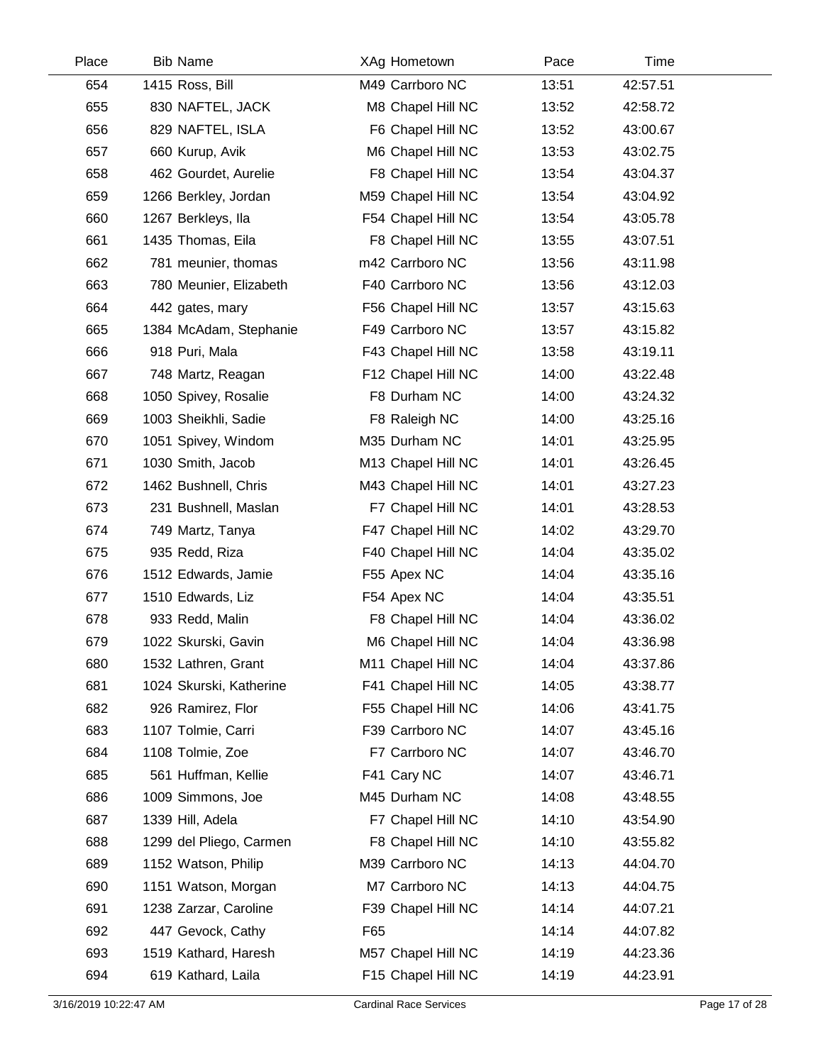| Place | Bib | Name | XAg | Hometown | Pace | Time |
|---|---|---|---|---|---|---|
| 654 | 1415 | Ross, Bill | M49 | Carrboro NC | 13:51 | 42:57.51 |
| 655 | 830 | NAFTEL, JACK | M8 | Chapel Hill NC | 13:52 | 42:58.72 |
| 656 | 829 | NAFTEL, ISLA | F6 | Chapel Hill NC | 13:52 | 43:00.67 |
| 657 | 660 | Kurup, Avik | M6 | Chapel Hill NC | 13:53 | 43:02.75 |
| 658 | 462 | Gourdet, Aurelie | F8 | Chapel Hill NC | 13:54 | 43:04.37 |
| 659 | 1266 | Berkley, Jordan | M59 | Chapel Hill NC | 13:54 | 43:04.92 |
| 660 | 1267 | Berkleys, Ila | F54 | Chapel Hill NC | 13:54 | 43:05.78 |
| 661 | 1435 | Thomas, Eila | F8 | Chapel Hill NC | 13:55 | 43:07.51 |
| 662 | 781 | meunier, thomas | m42 | Carrboro NC | 13:56 | 43:11.98 |
| 663 | 780 | Meunier, Elizabeth | F40 | Carrboro NC | 13:56 | 43:12.03 |
| 664 | 442 | gates, mary | F56 | Chapel Hill NC | 13:57 | 43:15.63 |
| 665 | 1384 | McAdam, Stephanie | F49 | Carrboro NC | 13:57 | 43:15.82 |
| 666 | 918 | Puri, Mala | F43 | Chapel Hill NC | 13:58 | 43:19.11 |
| 667 | 748 | Martz, Reagan | F12 | Chapel Hill NC | 14:00 | 43:22.48 |
| 668 | 1050 | Spivey, Rosalie | F8 | Durham NC | 14:00 | 43:24.32 |
| 669 | 1003 | Sheikhli, Sadie | F8 | Raleigh NC | 14:00 | 43:25.16 |
| 670 | 1051 | Spivey, Windom | M35 | Durham NC | 14:01 | 43:25.95 |
| 671 | 1030 | Smith, Jacob | M13 | Chapel Hill NC | 14:01 | 43:26.45 |
| 672 | 1462 | Bushnell, Chris | M43 | Chapel Hill NC | 14:01 | 43:27.23 |
| 673 | 231 | Bushnell, Maslan | F7 | Chapel Hill NC | 14:01 | 43:28.53 |
| 674 | 749 | Martz, Tanya | F47 | Chapel Hill NC | 14:02 | 43:29.70 |
| 675 | 935 | Redd, Riza | F40 | Chapel Hill NC | 14:04 | 43:35.02 |
| 676 | 1512 | Edwards, Jamie | F55 | Apex NC | 14:04 | 43:35.16 |
| 677 | 1510 | Edwards, Liz | F54 | Apex NC | 14:04 | 43:35.51 |
| 678 | 933 | Redd, Malin | F8 | Chapel Hill NC | 14:04 | 43:36.02 |
| 679 | 1022 | Skurski, Gavin | M6 | Chapel Hill NC | 14:04 | 43:36.98 |
| 680 | 1532 | Lathren, Grant | M11 | Chapel Hill NC | 14:04 | 43:37.86 |
| 681 | 1024 | Skurski, Katherine | F41 | Chapel Hill NC | 14:05 | 43:38.77 |
| 682 | 926 | Ramirez, Flor | F55 | Chapel Hill NC | 14:06 | 43:41.75 |
| 683 | 1107 | Tolmie, Carri | F39 | Carrboro NC | 14:07 | 43:45.16 |
| 684 | 1108 | Tolmie, Zoe | F7 | Carrboro NC | 14:07 | 43:46.70 |
| 685 | 561 | Huffman, Kellie | F41 | Cary NC | 14:07 | 43:46.71 |
| 686 | 1009 | Simmons, Joe | M45 | Durham NC | 14:08 | 43:48.55 |
| 687 | 1339 | Hill, Adela | F7 | Chapel Hill NC | 14:10 | 43:54.90 |
| 688 | 1299 | del Pliego, Carmen | F8 | Chapel Hill NC | 14:10 | 43:55.82 |
| 689 | 1152 | Watson, Philip | M39 | Carrboro NC | 14:13 | 44:04.70 |
| 690 | 1151 | Watson, Morgan | M7 | Carrboro NC | 14:13 | 44:04.75 |
| 691 | 1238 | Zarzar, Caroline | F39 | Chapel Hill NC | 14:14 | 44:07.21 |
| 692 | 447 | Gevock, Cathy | F65 | | 14:14 | 44:07.82 |
| 693 | 1519 | Kathard, Haresh | M57 | Chapel Hill NC | 14:19 | 44:23.36 |
| 694 | 619 | Kathard, Laila | F15 | Chapel Hill NC | 14:19 | 44:23.91 |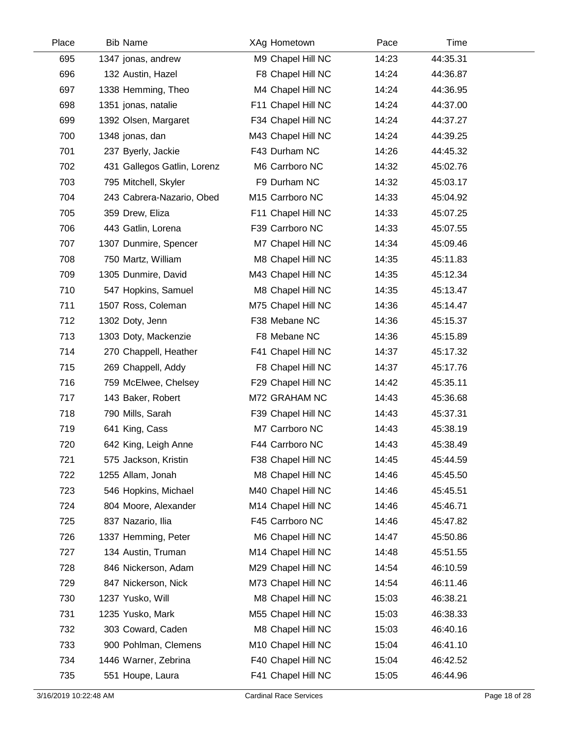| Place | Bib Name | XAg Hometown | Pace | Time |
|---|---|---|---|---|
| 695 | 1347 jonas, andrew | M9 Chapel Hill NC | 14:23 | 44:35.31 |
| 696 | 132 Austin, Hazel | F8 Chapel Hill NC | 14:24 | 44:36.87 |
| 697 | 1338 Hemming, Theo | M4 Chapel Hill NC | 14:24 | 44:36.95 |
| 698 | 1351 jonas, natalie | F11 Chapel Hill NC | 14:24 | 44:37.00 |
| 699 | 1392 Olsen, Margaret | F34 Chapel Hill NC | 14:24 | 44:37.27 |
| 700 | 1348 jonas, dan | M43 Chapel Hill NC | 14:24 | 44:39.25 |
| 701 | 237 Byerly, Jackie | F43 Durham NC | 14:26 | 44:45.32 |
| 702 | 431 Gallegos Gatlin, Lorenz | M6 Carrboro NC | 14:32 | 45:02.76 |
| 703 | 795 Mitchell, Skyler | F9 Durham NC | 14:32 | 45:03.17 |
| 704 | 243 Cabrera-Nazario, Obed | M15 Carrboro NC | 14:33 | 45:04.92 |
| 705 | 359 Drew, Eliza | F11 Chapel Hill NC | 14:33 | 45:07.25 |
| 706 | 443 Gatlin, Lorena | F39 Carrboro NC | 14:33 | 45:07.55 |
| 707 | 1307 Dunmire, Spencer | M7 Chapel Hill NC | 14:34 | 45:09.46 |
| 708 | 750 Martz, William | M8 Chapel Hill NC | 14:35 | 45:11.83 |
| 709 | 1305 Dunmire, David | M43 Chapel Hill NC | 14:35 | 45:12.34 |
| 710 | 547 Hopkins, Samuel | M8 Chapel Hill NC | 14:35 | 45:13.47 |
| 711 | 1507 Ross, Coleman | M75 Chapel Hill NC | 14:36 | 45:14.47 |
| 712 | 1302 Doty, Jenn | F38 Mebane NC | 14:36 | 45:15.37 |
| 713 | 1303 Doty, Mackenzie | F8 Mebane NC | 14:36 | 45:15.89 |
| 714 | 270 Chappell, Heather | F41 Chapel Hill NC | 14:37 | 45:17.32 |
| 715 | 269 Chappell, Addy | F8 Chapel Hill NC | 14:37 | 45:17.76 |
| 716 | 759 McElwee, Chelsey | F29 Chapel Hill NC | 14:42 | 45:35.11 |
| 717 | 143 Baker, Robert | M72 GRAHAM NC | 14:43 | 45:36.68 |
| 718 | 790 Mills, Sarah | F39 Chapel Hill NC | 14:43 | 45:37.31 |
| 719 | 641 King, Cass | M7 Carrboro NC | 14:43 | 45:38.19 |
| 720 | 642 King, Leigh Anne | F44 Carrboro NC | 14:43 | 45:38.49 |
| 721 | 575 Jackson, Kristin | F38 Chapel Hill NC | 14:45 | 45:44.59 |
| 722 | 1255 Allam, Jonah | M8 Chapel Hill NC | 14:46 | 45:45.50 |
| 723 | 546 Hopkins, Michael | M40 Chapel Hill NC | 14:46 | 45:45.51 |
| 724 | 804 Moore, Alexander | M14 Chapel Hill NC | 14:46 | 45:46.71 |
| 725 | 837 Nazario, Ilia | F45 Carrboro NC | 14:46 | 45:47.82 |
| 726 | 1337 Hemming, Peter | M6 Chapel Hill NC | 14:47 | 45:50.86 |
| 727 | 134 Austin, Truman | M14 Chapel Hill NC | 14:48 | 45:51.55 |
| 728 | 846 Nickerson, Adam | M29 Chapel Hill NC | 14:54 | 46:10.59 |
| 729 | 847 Nickerson, Nick | M73 Chapel Hill NC | 14:54 | 46:11.46 |
| 730 | 1237 Yusko, Will | M8 Chapel Hill NC | 15:03 | 46:38.21 |
| 731 | 1235 Yusko, Mark | M55 Chapel Hill NC | 15:03 | 46:38.33 |
| 732 | 303 Coward, Caden | M8 Chapel Hill NC | 15:03 | 46:40.16 |
| 733 | 900 Pohlman, Clemens | M10 Chapel Hill NC | 15:04 | 46:41.10 |
| 734 | 1446 Warner, Zebrina | F40 Chapel Hill NC | 15:04 | 46:42.52 |
| 735 | 551 Houpe, Laura | F41 Chapel Hill NC | 15:05 | 46:44.96 |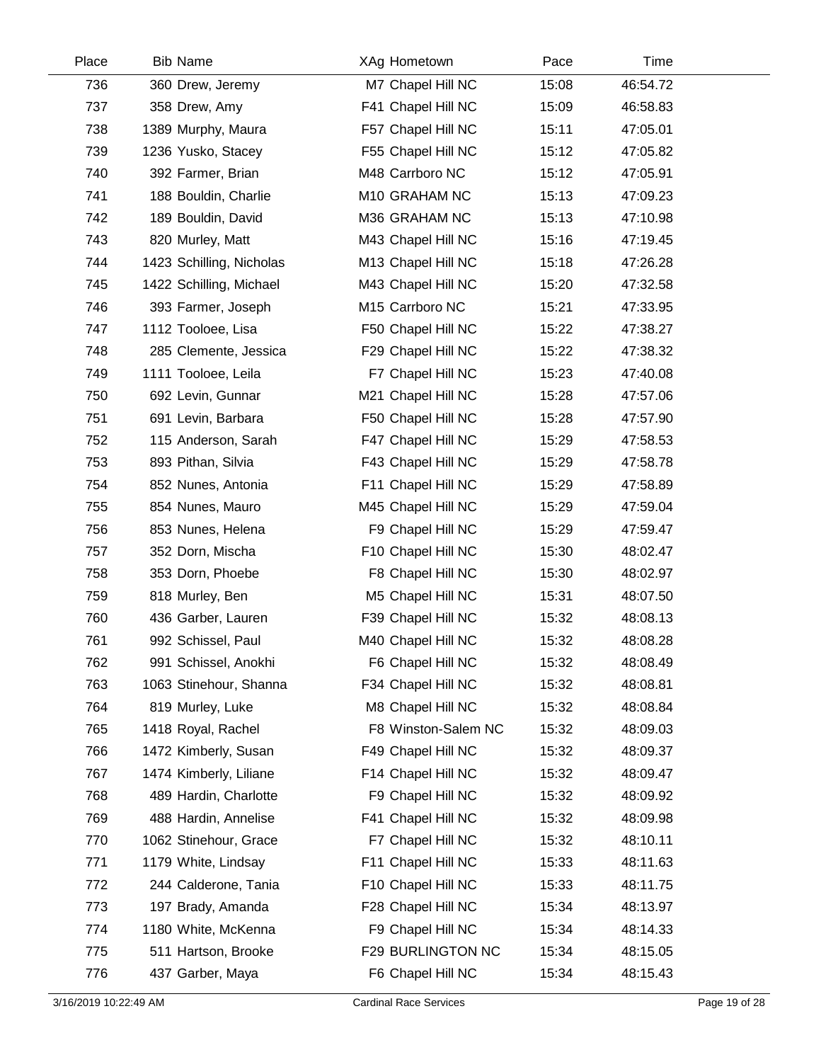| Place | Bib | Name | XAg | Hometown | Pace | Time |
|---|---|---|---|---|---|---|
| 736 | 360 | Drew, Jeremy | M7 | Chapel Hill NC | 15:08 | 46:54.72 |
| 737 | 358 | Drew, Amy | F41 | Chapel Hill NC | 15:09 | 46:58.83 |
| 738 | 1389 | Murphy, Maura | F57 | Chapel Hill NC | 15:11 | 47:05.01 |
| 739 | 1236 | Yusko, Stacey | F55 | Chapel Hill NC | 15:12 | 47:05.82 |
| 740 | 392 | Farmer, Brian | M48 | Carrboro NC | 15:12 | 47:05.91 |
| 741 | 188 | Bouldin, Charlie | M10 | GRAHAM NC | 15:13 | 47:09.23 |
| 742 | 189 | Bouldin, David | M36 | GRAHAM NC | 15:13 | 47:10.98 |
| 743 | 820 | Murley, Matt | M43 | Chapel Hill NC | 15:16 | 47:19.45 |
| 744 | 1423 | Schilling, Nicholas | M13 | Chapel Hill NC | 15:18 | 47:26.28 |
| 745 | 1422 | Schilling, Michael | M43 | Chapel Hill NC | 15:20 | 47:32.58 |
| 746 | 393 | Farmer, Joseph | M15 | Carrboro NC | 15:21 | 47:33.95 |
| 747 | 1112 | Tooloee, Lisa | F50 | Chapel Hill NC | 15:22 | 47:38.27 |
| 748 | 285 | Clemente, Jessica | F29 | Chapel Hill NC | 15:22 | 47:38.32 |
| 749 | 1111 | Tooloee, Leila | F7 | Chapel Hill NC | 15:23 | 47:40.08 |
| 750 | 692 | Levin, Gunnar | M21 | Chapel Hill NC | 15:28 | 47:57.06 |
| 751 | 691 | Levin, Barbara | F50 | Chapel Hill NC | 15:28 | 47:57.90 |
| 752 | 115 | Anderson, Sarah | F47 | Chapel Hill NC | 15:29 | 47:58.53 |
| 753 | 893 | Pithan, Silvia | F43 | Chapel Hill NC | 15:29 | 47:58.78 |
| 754 | 852 | Nunes, Antonia | F11 | Chapel Hill NC | 15:29 | 47:58.89 |
| 755 | 854 | Nunes, Mauro | M45 | Chapel Hill NC | 15:29 | 47:59.04 |
| 756 | 853 | Nunes, Helena | F9 | Chapel Hill NC | 15:29 | 47:59.47 |
| 757 | 352 | Dorn, Mischa | F10 | Chapel Hill NC | 15:30 | 48:02.47 |
| 758 | 353 | Dorn, Phoebe | F8 | Chapel Hill NC | 15:30 | 48:02.97 |
| 759 | 818 | Murley, Ben | M5 | Chapel Hill NC | 15:31 | 48:07.50 |
| 760 | 436 | Garber, Lauren | F39 | Chapel Hill NC | 15:32 | 48:08.13 |
| 761 | 992 | Schissel, Paul | M40 | Chapel Hill NC | 15:32 | 48:08.28 |
| 762 | 991 | Schissel, Anokhi | F6 | Chapel Hill NC | 15:32 | 48:08.49 |
| 763 | 1063 | Stinehour, Shanna | F34 | Chapel Hill NC | 15:32 | 48:08.81 |
| 764 | 819 | Murley, Luke | M8 | Chapel Hill NC | 15:32 | 48:08.84 |
| 765 | 1418 | Royal, Rachel | F8 | Winston-Salem NC | 15:32 | 48:09.03 |
| 766 | 1472 | Kimberly, Susan | F49 | Chapel Hill NC | 15:32 | 48:09.37 |
| 767 | 1474 | Kimberly, Liliane | F14 | Chapel Hill NC | 15:32 | 48:09.47 |
| 768 | 489 | Hardin, Charlotte | F9 | Chapel Hill NC | 15:32 | 48:09.92 |
| 769 | 488 | Hardin, Annelise | F41 | Chapel Hill NC | 15:32 | 48:09.98 |
| 770 | 1062 | Stinehour, Grace | F7 | Chapel Hill NC | 15:32 | 48:10.11 |
| 771 | 1179 | White, Lindsay | F11 | Chapel Hill NC | 15:33 | 48:11.63 |
| 772 | 244 | Calderone, Tania | F10 | Chapel Hill NC | 15:33 | 48:11.75 |
| 773 | 197 | Brady, Amanda | F28 | Chapel Hill NC | 15:34 | 48:13.97 |
| 774 | 1180 | White, McKenna | F9 | Chapel Hill NC | 15:34 | 48:14.33 |
| 775 | 511 | Hartson, Brooke | F29 | BURLINGTON NC | 15:34 | 48:15.05 |
| 776 | 437 | Garber, Maya | F6 | Chapel Hill NC | 15:34 | 48:15.43 |

3/16/2019 10:22:49 AM Cardinal Race Services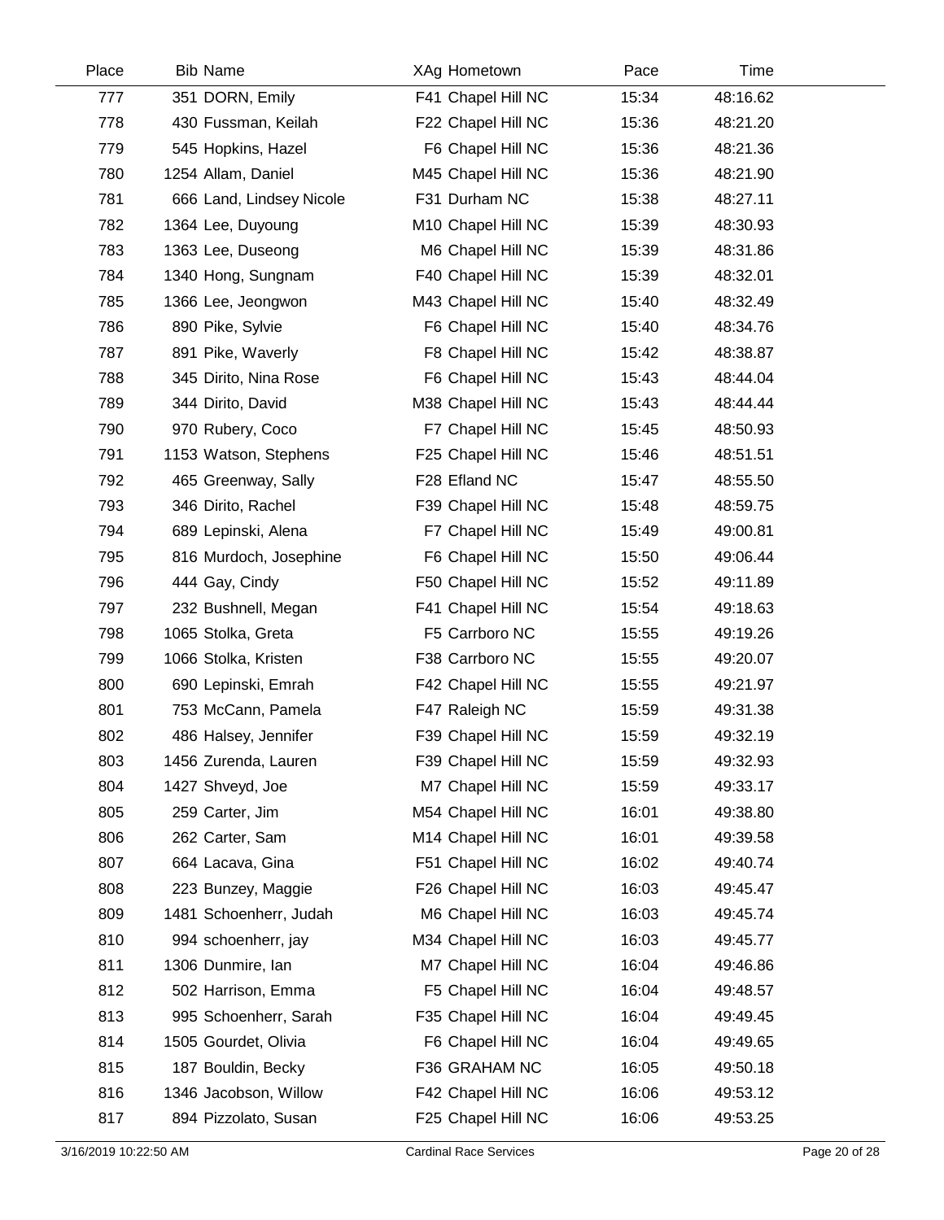| Place | Bib | Name | XAg | Hometown | Pace | Time |
|---|---|---|---|---|---|---|
| 777 | 351 | DORN, Emily | F41 | Chapel Hill NC | 15:34 | 48:16.62 |
| 778 | 430 | Fussman, Keilah | F22 | Chapel Hill NC | 15:36 | 48:21.20 |
| 779 | 545 | Hopkins, Hazel | F6 | Chapel Hill NC | 15:36 | 48:21.36 |
| 780 | 1254 | Allam, Daniel | M45 | Chapel Hill NC | 15:36 | 48:21.90 |
| 781 | 666 | Land, Lindsey Nicole | F31 | Durham NC | 15:38 | 48:27.11 |
| 782 | 1364 | Lee, Duyoung | M10 | Chapel Hill NC | 15:39 | 48:30.93 |
| 783 | 1363 | Lee, Duseong | M6 | Chapel Hill NC | 15:39 | 48:31.86 |
| 784 | 1340 | Hong, Sungnam | F40 | Chapel Hill NC | 15:39 | 48:32.01 |
| 785 | 1366 | Lee, Jeongwon | M43 | Chapel Hill NC | 15:40 | 48:32.49 |
| 786 | 890 | Pike, Sylvie | F6 | Chapel Hill NC | 15:40 | 48:34.76 |
| 787 | 891 | Pike, Waverly | F8 | Chapel Hill NC | 15:42 | 48:38.87 |
| 788 | 345 | Dirito, Nina Rose | F6 | Chapel Hill NC | 15:43 | 48:44.04 |
| 789 | 344 | Dirito, David | M38 | Chapel Hill NC | 15:43 | 48:44.44 |
| 790 | 970 | Rubery, Coco | F7 | Chapel Hill NC | 15:45 | 48:50.93 |
| 791 | 1153 | Watson, Stephens | F25 | Chapel Hill NC | 15:46 | 48:51.51 |
| 792 | 465 | Greenway, Sally | F28 | Efland NC | 15:47 | 48:55.50 |
| 793 | 346 | Dirito, Rachel | F39 | Chapel Hill NC | 15:48 | 48:59.75 |
| 794 | 689 | Lepinski, Alena | F7 | Chapel Hill NC | 15:49 | 49:00.81 |
| 795 | 816 | Murdoch, Josephine | F6 | Chapel Hill NC | 15:50 | 49:06.44 |
| 796 | 444 | Gay, Cindy | F50 | Chapel Hill NC | 15:52 | 49:11.89 |
| 797 | 232 | Bushnell, Megan | F41 | Chapel Hill NC | 15:54 | 49:18.63 |
| 798 | 1065 | Stolka, Greta | F5 | Carrboro NC | 15:55 | 49:19.26 |
| 799 | 1066 | Stolka, Kristen | F38 | Carrboro NC | 15:55 | 49:20.07 |
| 800 | 690 | Lepinski, Emrah | F42 | Chapel Hill NC | 15:55 | 49:21.97 |
| 801 | 753 | McCann, Pamela | F47 | Raleigh NC | 15:59 | 49:31.38 |
| 802 | 486 | Halsey, Jennifer | F39 | Chapel Hill NC | 15:59 | 49:32.19 |
| 803 | 1456 | Zurenda, Lauren | F39 | Chapel Hill NC | 15:59 | 49:32.93 |
| 804 | 1427 | Shveyd, Joe | M7 | Chapel Hill NC | 15:59 | 49:33.17 |
| 805 | 259 | Carter, Jim | M54 | Chapel Hill NC | 16:01 | 49:38.80 |
| 806 | 262 | Carter, Sam | M14 | Chapel Hill NC | 16:01 | 49:39.58 |
| 807 | 664 | Lacava, Gina | F51 | Chapel Hill NC | 16:02 | 49:40.74 |
| 808 | 223 | Bunzey, Maggie | F26 | Chapel Hill NC | 16:03 | 49:45.47 |
| 809 | 1481 | Schoenherr, Judah | M6 | Chapel Hill NC | 16:03 | 49:45.74 |
| 810 | 994 | schoenherr, jay | M34 | Chapel Hill NC | 16:03 | 49:45.77 |
| 811 | 1306 | Dunmire, Ian | M7 | Chapel Hill NC | 16:04 | 49:46.86 |
| 812 | 502 | Harrison, Emma | F5 | Chapel Hill NC | 16:04 | 49:48.57 |
| 813 | 995 | Schoenherr, Sarah | F35 | Chapel Hill NC | 16:04 | 49:49.45 |
| 814 | 1505 | Gourdet, Olivia | F6 | Chapel Hill NC | 16:04 | 49:49.65 |
| 815 | 187 | Bouldin, Becky | F36 | GRAHAM NC | 16:05 | 49:50.18 |
| 816 | 1346 | Jacobson, Willow | F42 | Chapel Hill NC | 16:06 | 49:53.12 |
| 817 | 894 | Pizzolato, Susan | F25 | Chapel Hill NC | 16:06 | 49:53.25 |

3/16/2019 10:22:50 AM — Cardinal Race Services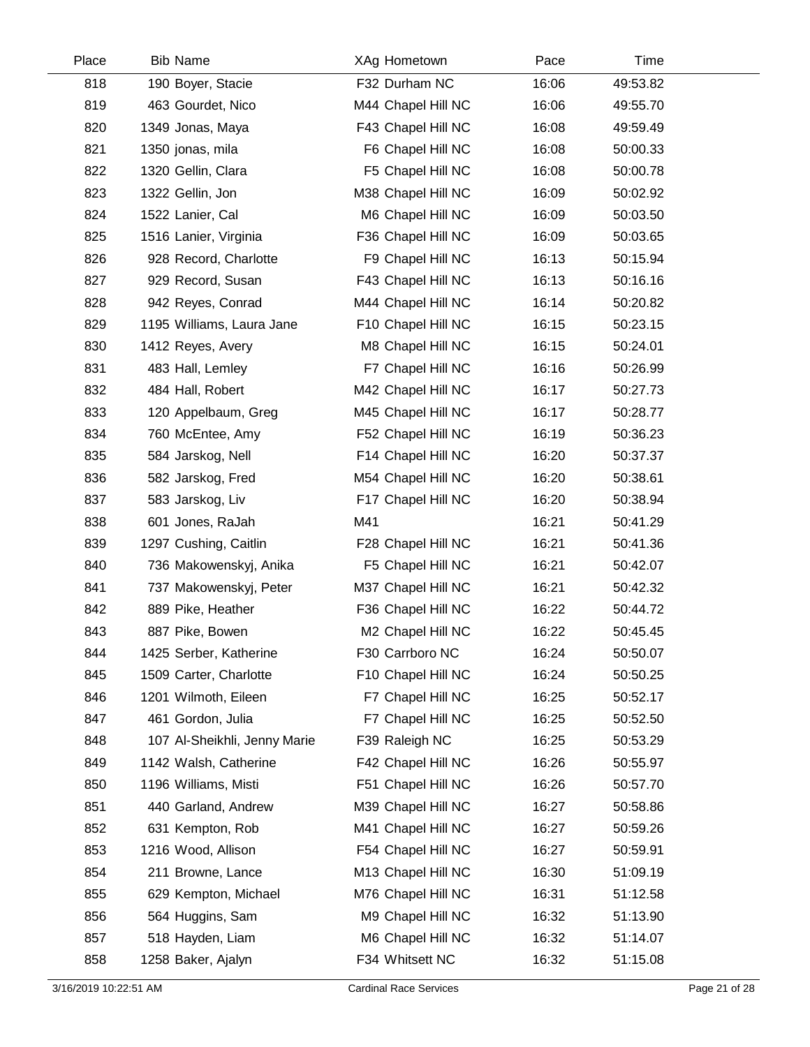| Place | Bib | Name | XAg | Hometown | Pace | Time |
|---|---|---|---|---|---|---|
| 818 | 190 | Boyer, Stacie | F32 | Durham NC | 16:06 | 49:53.82 |
| 819 | 463 | Gourdet, Nico | M44 | Chapel Hill NC | 16:06 | 49:55.70 |
| 820 | 1349 | Jonas, Maya | F43 | Chapel Hill NC | 16:08 | 49:59.49 |
| 821 | 1350 | jonas, mila | F6 | Chapel Hill NC | 16:08 | 50:00.33 |
| 822 | 1320 | Gellin, Clara | F5 | Chapel Hill NC | 16:08 | 50:00.78 |
| 823 | 1322 | Gellin, Jon | M38 | Chapel Hill NC | 16:09 | 50:02.92 |
| 824 | 1522 | Lanier, Cal | M6 | Chapel Hill NC | 16:09 | 50:03.50 |
| 825 | 1516 | Lanier, Virginia | F36 | Chapel Hill NC | 16:09 | 50:03.65 |
| 826 | 928 | Record, Charlotte | F9 | Chapel Hill NC | 16:13 | 50:15.94 |
| 827 | 929 | Record, Susan | F43 | Chapel Hill NC | 16:13 | 50:16.16 |
| 828 | 942 | Reyes, Conrad | M44 | Chapel Hill NC | 16:14 | 50:20.82 |
| 829 | 1195 | Williams, Laura Jane | F10 | Chapel Hill NC | 16:15 | 50:23.15 |
| 830 | 1412 | Reyes, Avery | M8 | Chapel Hill NC | 16:15 | 50:24.01 |
| 831 | 483 | Hall, Lemley | F7 | Chapel Hill NC | 16:16 | 50:26.99 |
| 832 | 484 | Hall, Robert | M42 | Chapel Hill NC | 16:17 | 50:27.73 |
| 833 | 120 | Appelbaum, Greg | M45 | Chapel Hill NC | 16:17 | 50:28.77 |
| 834 | 760 | McEntee, Amy | F52 | Chapel Hill NC | 16:19 | 50:36.23 |
| 835 | 584 | Jarskog, Nell | F14 | Chapel Hill NC | 16:20 | 50:37.37 |
| 836 | 582 | Jarskog, Fred | M54 | Chapel Hill NC | 16:20 | 50:38.61 |
| 837 | 583 | Jarskog, Liv | F17 | Chapel Hill NC | 16:20 | 50:38.94 |
| 838 | 601 | Jones, RaJah | M41 | | 16:21 | 50:41.29 |
| 839 | 1297 | Cushing, Caitlin | F28 | Chapel Hill NC | 16:21 | 50:41.36 |
| 840 | 736 | Makowenskyj, Anika | F5 | Chapel Hill NC | 16:21 | 50:42.07 |
| 841 | 737 | Makowenskyj, Peter | M37 | Chapel Hill NC | 16:21 | 50:42.32 |
| 842 | 889 | Pike, Heather | F36 | Chapel Hill NC | 16:22 | 50:44.72 |
| 843 | 887 | Pike, Bowen | M2 | Chapel Hill NC | 16:22 | 50:45.45 |
| 844 | 1425 | Serber, Katherine | F30 | Carrboro NC | 16:24 | 50:50.07 |
| 845 | 1509 | Carter, Charlotte | F10 | Chapel Hill NC | 16:24 | 50:50.25 |
| 846 | 1201 | Wilmoth, Eileen | F7 | Chapel Hill NC | 16:25 | 50:52.17 |
| 847 | 461 | Gordon, Julia | F7 | Chapel Hill NC | 16:25 | 50:52.50 |
| 848 | 107 | Al-Sheikhli, Jenny Marie | F39 | Raleigh NC | 16:25 | 50:53.29 |
| 849 | 1142 | Walsh, Catherine | F42 | Chapel Hill NC | 16:26 | 50:55.97 |
| 850 | 1196 | Williams, Misti | F51 | Chapel Hill NC | 16:26 | 50:57.70 |
| 851 | 440 | Garland, Andrew | M39 | Chapel Hill NC | 16:27 | 50:58.86 |
| 852 | 631 | Kempton, Rob | M41 | Chapel Hill NC | 16:27 | 50:59.26 |
| 853 | 1216 | Wood, Allison | F54 | Chapel Hill NC | 16:27 | 50:59.91 |
| 854 | 211 | Browne, Lance | M13 | Chapel Hill NC | 16:30 | 51:09.19 |
| 855 | 629 | Kempton, Michael | M76 | Chapel Hill NC | 16:31 | 51:12.58 |
| 856 | 564 | Huggins, Sam | M9 | Chapel Hill NC | 16:32 | 51:13.90 |
| 857 | 518 | Hayden, Liam | M6 | Chapel Hill NC | 16:32 | 51:14.07 |
| 858 | 1258 | Baker, Ajalyn | F34 | Whitsett NC | 16:32 | 51:15.08 |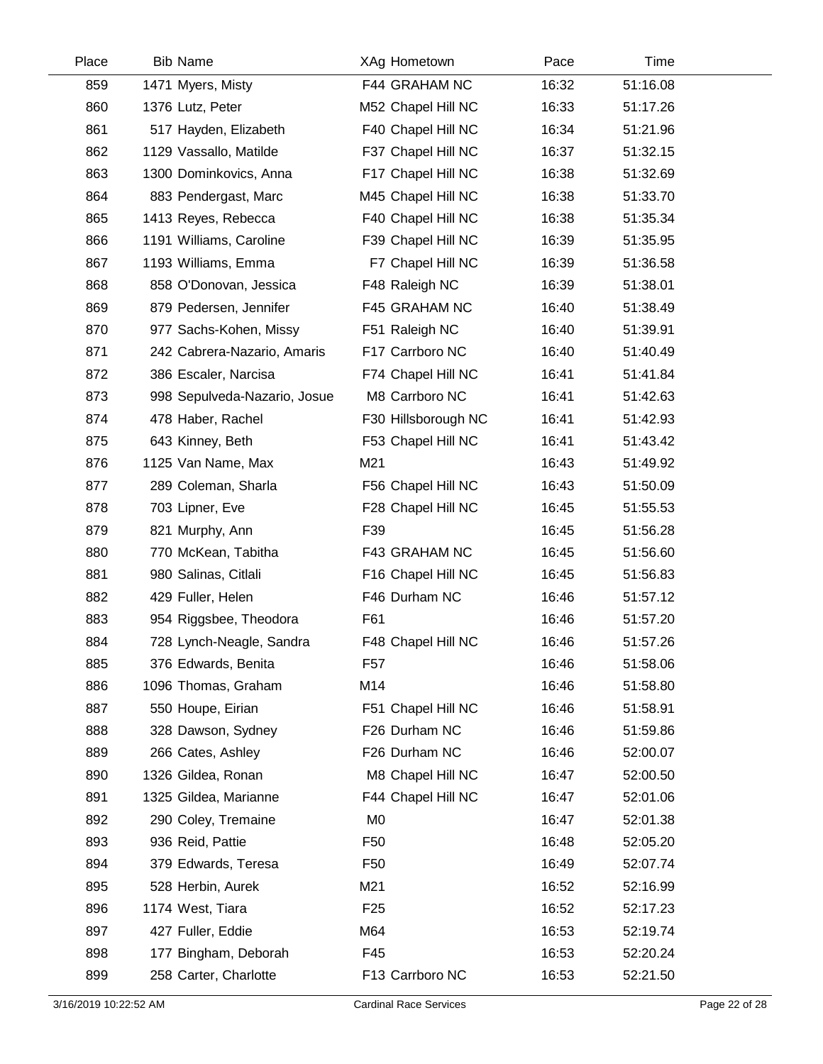| Place | Bib | Name | XAg | Hometown | Pace | Time |
|---|---|---|---|---|---|---|
| 859 | 1471 | Myers, Misty | F44 | GRAHAM NC | 16:32 | 51:16.08 |
| 860 | 1376 | Lutz, Peter | M52 | Chapel Hill NC | 16:33 | 51:17.26 |
| 861 | 517 | Hayden, Elizabeth | F40 | Chapel Hill NC | 16:34 | 51:21.96 |
| 862 | 1129 | Vassallo, Matilde | F37 | Chapel Hill NC | 16:37 | 51:32.15 |
| 863 | 1300 | Dominkovics, Anna | F17 | Chapel Hill NC | 16:38 | 51:32.69 |
| 864 | 883 | Pendergast, Marc | M45 | Chapel Hill NC | 16:38 | 51:33.70 |
| 865 | 1413 | Reyes, Rebecca | F40 | Chapel Hill NC | 16:38 | 51:35.34 |
| 866 | 1191 | Williams, Caroline | F39 | Chapel Hill NC | 16:39 | 51:35.95 |
| 867 | 1193 | Williams, Emma | F7 | Chapel Hill NC | 16:39 | 51:36.58 |
| 868 | 858 | O'Donovan, Jessica | F48 | Raleigh NC | 16:39 | 51:38.01 |
| 869 | 879 | Pedersen, Jennifer | F45 | GRAHAM NC | 16:40 | 51:38.49 |
| 870 | 977 | Sachs-Kohen, Missy | F51 | Raleigh NC | 16:40 | 51:39.91 |
| 871 | 242 | Cabrera-Nazario, Amaris | F17 | Carrboro NC | 16:40 | 51:40.49 |
| 872 | 386 | Escaler, Narcisa | F74 | Chapel Hill NC | 16:41 | 51:41.84 |
| 873 | 998 | Sepulveda-Nazario, Josue | M8 | Carrboro NC | 16:41 | 51:42.63 |
| 874 | 478 | Haber, Rachel | F30 | Hillsborough NC | 16:41 | 51:42.93 |
| 875 | 643 | Kinney, Beth | F53 | Chapel Hill NC | 16:41 | 51:43.42 |
| 876 | 1125 | Van Name, Max | M21 | | 16:43 | 51:49.92 |
| 877 | 289 | Coleman, Sharla | F56 | Chapel Hill NC | 16:43 | 51:50.09 |
| 878 | 703 | Lipner, Eve | F28 | Chapel Hill NC | 16:45 | 51:55.53 |
| 879 | 821 | Murphy, Ann | F39 | | 16:45 | 51:56.28 |
| 880 | 770 | McKean, Tabitha | F43 | GRAHAM NC | 16:45 | 51:56.60 |
| 881 | 980 | Salinas, Citlali | F16 | Chapel Hill NC | 16:45 | 51:56.83 |
| 882 | 429 | Fuller, Helen | F46 | Durham NC | 16:46 | 51:57.12 |
| 883 | 954 | Riggsbee, Theodora | F61 | | 16:46 | 51:57.20 |
| 884 | 728 | Lynch-Neagle, Sandra | F48 | Chapel Hill NC | 16:46 | 51:57.26 |
| 885 | 376 | Edwards, Benita | F57 | | 16:46 | 51:58.06 |
| 886 | 1096 | Thomas, Graham | M14 | | 16:46 | 51:58.80 |
| 887 | 550 | Houpe, Eirian | F51 | Chapel Hill NC | 16:46 | 51:58.91 |
| 888 | 328 | Dawson, Sydney | F26 | Durham NC | 16:46 | 51:59.86 |
| 889 | 266 | Cates, Ashley | F26 | Durham NC | 16:46 | 52:00.07 |
| 890 | 1326 | Gildea, Ronan | M8 | Chapel Hill NC | 16:47 | 52:00.50 |
| 891 | 1325 | Gildea, Marianne | F44 | Chapel Hill NC | 16:47 | 52:01.06 |
| 892 | 290 | Coley, Tremaine | M0 | | 16:47 | 52:01.38 |
| 893 | 936 | Reid, Pattie | F50 | | 16:48 | 52:05.20 |
| 894 | 379 | Edwards, Teresa | F50 | | 16:49 | 52:07.74 |
| 895 | 528 | Herbin, Aurek | M21 | | 16:52 | 52:16.99 |
| 896 | 1174 | West, Tiara | F25 | | 16:52 | 52:17.23 |
| 897 | 427 | Fuller, Eddie | M64 | | 16:53 | 52:19.74 |
| 898 | 177 | Bingham, Deborah | F45 | | 16:53 | 52:20.24 |
| 899 | 258 | Carter, Charlotte | F13 | Carrboro NC | 16:53 | 52:21.50 |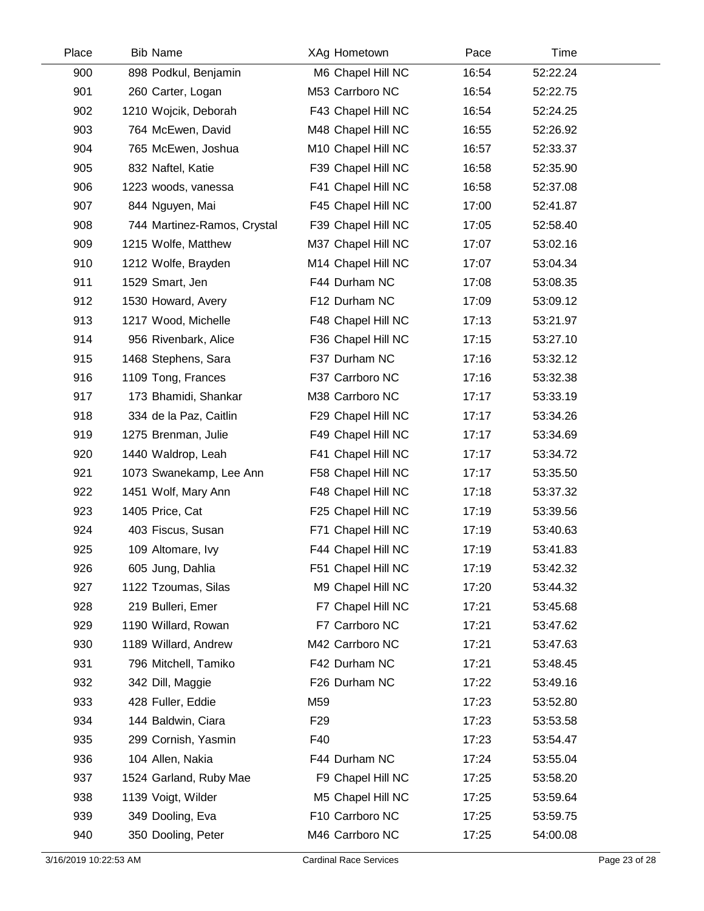| Place | Bib | Name | XAg | Hometown | Pace | Time |
|---|---|---|---|---|---|---|
| 900 | 898 | Podkul, Benjamin | M6 | Chapel Hill NC | 16:54 | 52:22.24 |
| 901 | 260 | Carter, Logan | M53 | Carrboro NC | 16:54 | 52:22.75 |
| 902 | 1210 | Wojcik, Deborah | F43 | Chapel Hill NC | 16:54 | 52:24.25 |
| 903 | 764 | McEwen, David | M48 | Chapel Hill NC | 16:55 | 52:26.92 |
| 904 | 765 | McEwen, Joshua | M10 | Chapel Hill NC | 16:57 | 52:33.37 |
| 905 | 832 | Naftel, Katie | F39 | Chapel Hill NC | 16:58 | 52:35.90 |
| 906 | 1223 | woods, vanessa | F41 | Chapel Hill NC | 16:58 | 52:37.08 |
| 907 | 844 | Nguyen, Mai | F45 | Chapel Hill NC | 17:00 | 52:41.87 |
| 908 | 744 | Martinez-Ramos, Crystal | F39 | Chapel Hill NC | 17:05 | 52:58.40 |
| 909 | 1215 | Wolfe, Matthew | M37 | Chapel Hill NC | 17:07 | 53:02.16 |
| 910 | 1212 | Wolfe, Brayden | M14 | Chapel Hill NC | 17:07 | 53:04.34 |
| 911 | 1529 | Smart, Jen | F44 | Durham NC | 17:08 | 53:08.35 |
| 912 | 1530 | Howard, Avery | F12 | Durham NC | 17:09 | 53:09.12 |
| 913 | 1217 | Wood, Michelle | F48 | Chapel Hill NC | 17:13 | 53:21.97 |
| 914 | 956 | Rivenbark, Alice | F36 | Chapel Hill NC | 17:15 | 53:27.10 |
| 915 | 1468 | Stephens, Sara | F37 | Durham NC | 17:16 | 53:32.12 |
| 916 | 1109 | Tong, Frances | F37 | Carrboro NC | 17:16 | 53:32.38 |
| 917 | 173 | Bhamidi, Shankar | M38 | Carrboro NC | 17:17 | 53:33.19 |
| 918 | 334 | de la Paz, Caitlin | F29 | Chapel Hill NC | 17:17 | 53:34.26 |
| 919 | 1275 | Brenman, Julie | F49 | Chapel Hill NC | 17:17 | 53:34.69 |
| 920 | 1440 | Waldrop, Leah | F41 | Chapel Hill NC | 17:17 | 53:34.72 |
| 921 | 1073 | Swanekamp, Lee Ann | F58 | Chapel Hill NC | 17:17 | 53:35.50 |
| 922 | 1451 | Wolf, Mary Ann | F48 | Chapel Hill NC | 17:18 | 53:37.32 |
| 923 | 1405 | Price, Cat | F25 | Chapel Hill NC | 17:19 | 53:39.56 |
| 924 | 403 | Fiscus, Susan | F71 | Chapel Hill NC | 17:19 | 53:40.63 |
| 925 | 109 | Altomare, Ivy | F44 | Chapel Hill NC | 17:19 | 53:41.83 |
| 926 | 605 | Jung, Dahlia | F51 | Chapel Hill NC | 17:19 | 53:42.32 |
| 927 | 1122 | Tzoumas, Silas | M9 | Chapel Hill NC | 17:20 | 53:44.32 |
| 928 | 219 | Bulleri, Emer | F7 | Chapel Hill NC | 17:21 | 53:45.68 |
| 929 | 1190 | Willard, Rowan | F7 | Carrboro NC | 17:21 | 53:47.62 |
| 930 | 1189 | Willard, Andrew | M42 | Carrboro NC | 17:21 | 53:47.63 |
| 931 | 796 | Mitchell, Tamiko | F42 | Durham NC | 17:21 | 53:48.45 |
| 932 | 342 | Dill, Maggie | F26 | Durham NC | 17:22 | 53:49.16 |
| 933 | 428 | Fuller, Eddie | M59 | | 17:23 | 53:52.80 |
| 934 | 144 | Baldwin, Ciara | F29 | | 17:23 | 53:53.58 |
| 935 | 299 | Cornish, Yasmin | F40 | | 17:23 | 53:54.47 |
| 936 | 104 | Allen, Nakia | F44 | Durham NC | 17:24 | 53:55.04 |
| 937 | 1524 | Garland, Ruby Mae | F9 | Chapel Hill NC | 17:25 | 53:58.20 |
| 938 | 1139 | Voigt, Wilder | M5 | Chapel Hill NC | 17:25 | 53:59.64 |
| 939 | 349 | Dooling, Eva | F10 | Carrboro NC | 17:25 | 53:59.75 |
| 940 | 350 | Dooling, Peter | M46 | Carrboro NC | 17:25 | 54:00.08 |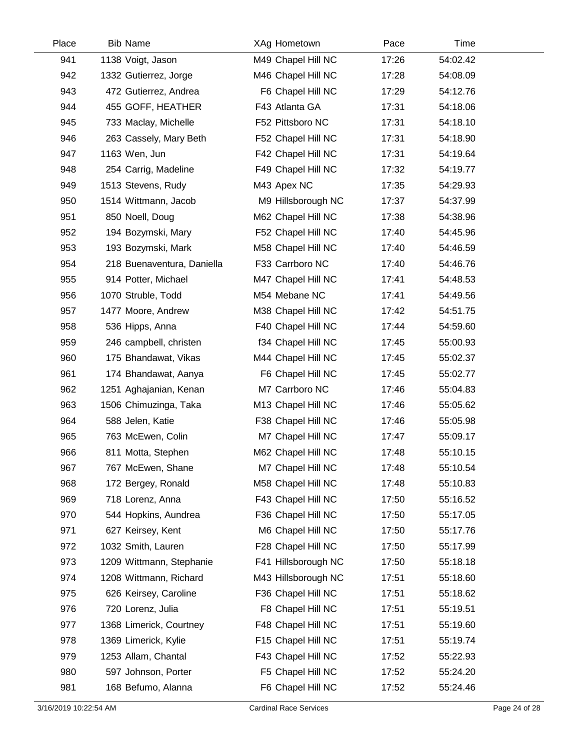| Place | Bib | Name | XAg | Hometown | Pace | Time |
|---|---|---|---|---|---|---|
| 941 | 1138 | Voigt, Jason | M49 | Chapel Hill NC | 17:26 | 54:02.42 |
| 942 | 1332 | Gutierrez, Jorge | M46 | Chapel Hill NC | 17:28 | 54:08.09 |
| 943 | 472 | Gutierrez, Andrea | F6 | Chapel Hill NC | 17:29 | 54:12.76 |
| 944 | 455 | GOFF, HEATHER | F43 | Atlanta GA | 17:31 | 54:18.06 |
| 945 | 733 | Maclay, Michelle | F52 | Pittsboro NC | 17:31 | 54:18.10 |
| 946 | 263 | Cassely, Mary Beth | F52 | Chapel Hill NC | 17:31 | 54:18.90 |
| 947 | 1163 | Wen, Jun | F42 | Chapel Hill NC | 17:31 | 54:19.64 |
| 948 | 254 | Carrig, Madeline | F49 | Chapel Hill NC | 17:32 | 54:19.77 |
| 949 | 1513 | Stevens, Rudy | M43 | Apex NC | 17:35 | 54:29.93 |
| 950 | 1514 | Wittmann, Jacob | M9 | Hillsborough NC | 17:37 | 54:37.99 |
| 951 | 850 | Noell, Doug | M62 | Chapel Hill NC | 17:38 | 54:38.96 |
| 952 | 194 | Bozymski, Mary | F52 | Chapel Hill NC | 17:40 | 54:45.96 |
| 953 | 193 | Bozymski, Mark | M58 | Chapel Hill NC | 17:40 | 54:46.59 |
| 954 | 218 | Buenaventura, Daniella | F33 | Carrboro NC | 17:40 | 54:46.76 |
| 955 | 914 | Potter, Michael | M47 | Chapel Hill NC | 17:41 | 54:48.53 |
| 956 | 1070 | Struble, Todd | M54 | Mebane NC | 17:41 | 54:49.56 |
| 957 | 1477 | Moore, Andrew | M38 | Chapel Hill NC | 17:42 | 54:51.75 |
| 958 | 536 | Hipps, Anna | F40 | Chapel Hill NC | 17:44 | 54:59.60 |
| 959 | 246 | campbell, christen | f34 | Chapel Hill NC | 17:45 | 55:00.93 |
| 960 | 175 | Bhandawat, Vikas | M44 | Chapel Hill NC | 17:45 | 55:02.37 |
| 961 | 174 | Bhandawat, Aanya | F6 | Chapel Hill NC | 17:45 | 55:02.77 |
| 962 | 1251 | Aghajanian, Kenan | M7 | Carrboro NC | 17:46 | 55:04.83 |
| 963 | 1506 | Chimuzinga, Taka | M13 | Chapel Hill NC | 17:46 | 55:05.62 |
| 964 | 588 | Jelen, Katie | F38 | Chapel Hill NC | 17:46 | 55:05.98 |
| 965 | 763 | McEwen, Colin | M7 | Chapel Hill NC | 17:47 | 55:09.17 |
| 966 | 811 | Motta, Stephen | M62 | Chapel Hill NC | 17:48 | 55:10.15 |
| 967 | 767 | McEwen, Shane | M7 | Chapel Hill NC | 17:48 | 55:10.54 |
| 968 | 172 | Bergey, Ronald | M58 | Chapel Hill NC | 17:48 | 55:10.83 |
| 969 | 718 | Lorenz, Anna | F43 | Chapel Hill NC | 17:50 | 55:16.52 |
| 970 | 544 | Hopkins, Aundrea | F36 | Chapel Hill NC | 17:50 | 55:17.05 |
| 971 | 627 | Keirsey, Kent | M6 | Chapel Hill NC | 17:50 | 55:17.76 |
| 972 | 1032 | Smith, Lauren | F28 | Chapel Hill NC | 17:50 | 55:17.99 |
| 973 | 1209 | Wittmann, Stephanie | F41 | Hillsborough NC | 17:50 | 55:18.18 |
| 974 | 1208 | Wittmann, Richard | M43 | Hillsborough NC | 17:51 | 55:18.60 |
| 975 | 626 | Keirsey, Caroline | F36 | Chapel Hill NC | 17:51 | 55:18.62 |
| 976 | 720 | Lorenz, Julia | F8 | Chapel Hill NC | 17:51 | 55:19.51 |
| 977 | 1368 | Limerick, Courtney | F48 | Chapel Hill NC | 17:51 | 55:19.60 |
| 978 | 1369 | Limerick, Kylie | F15 | Chapel Hill NC | 17:51 | 55:19.74 |
| 979 | 1253 | Allam, Chantal | F43 | Chapel Hill NC | 17:52 | 55:22.93 |
| 980 | 597 | Johnson, Porter | F5 | Chapel Hill NC | 17:52 | 55:24.20 |
| 981 | 168 | Befumo, Alanna | F6 | Chapel Hill NC | 17:52 | 55:24.46 |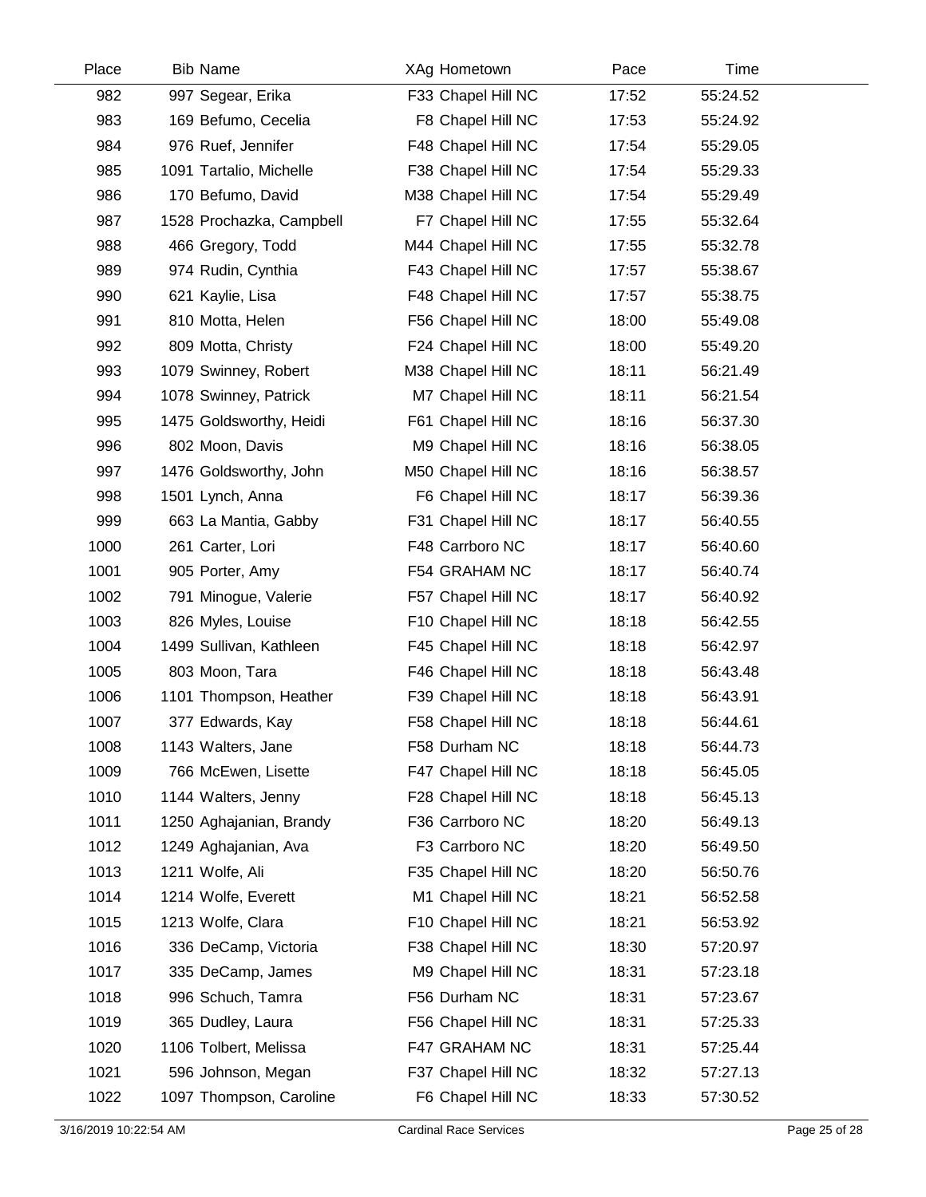| Place | Bib | Name | XAg | Hometown | Pace | Time |
|---|---|---|---|---|---|---|
| 982 | 997 | Segear, Erika | F33 | Chapel Hill NC | 17:52 | 55:24.52 |
| 983 | 169 | Befumo, Cecelia | F8 | Chapel Hill NC | 17:53 | 55:24.92 |
| 984 | 976 | Ruef, Jennifer | F48 | Chapel Hill NC | 17:54 | 55:29.05 |
| 985 | 1091 | Tartalio, Michelle | F38 | Chapel Hill NC | 17:54 | 55:29.33 |
| 986 | 170 | Befumo, David | M38 | Chapel Hill NC | 17:54 | 55:29.49 |
| 987 | 1528 | Prochazka, Campbell | F7 | Chapel Hill NC | 17:55 | 55:32.64 |
| 988 | 466 | Gregory, Todd | M44 | Chapel Hill NC | 17:55 | 55:32.78 |
| 989 | 974 | Rudin, Cynthia | F43 | Chapel Hill NC | 17:57 | 55:38.67 |
| 990 | 621 | Kaylie, Lisa | F48 | Chapel Hill NC | 17:57 | 55:38.75 |
| 991 | 810 | Motta, Helen | F56 | Chapel Hill NC | 18:00 | 55:49.08 |
| 992 | 809 | Motta, Christy | F24 | Chapel Hill NC | 18:00 | 55:49.20 |
| 993 | 1079 | Swinney, Robert | M38 | Chapel Hill NC | 18:11 | 56:21.49 |
| 994 | 1078 | Swinney, Patrick | M7 | Chapel Hill NC | 18:11 | 56:21.54 |
| 995 | 1475 | Goldsworthy, Heidi | F61 | Chapel Hill NC | 18:16 | 56:37.30 |
| 996 | 802 | Moon, Davis | M9 | Chapel Hill NC | 18:16 | 56:38.05 |
| 997 | 1476 | Goldsworthy, John | M50 | Chapel Hill NC | 18:16 | 56:38.57 |
| 998 | 1501 | Lynch, Anna | F6 | Chapel Hill NC | 18:17 | 56:39.36 |
| 999 | 663 | La Mantia, Gabby | F31 | Chapel Hill NC | 18:17 | 56:40.55 |
| 1000 | 261 | Carter, Lori | F48 | Carrboro NC | 18:17 | 56:40.60 |
| 1001 | 905 | Porter, Amy | F54 | GRAHAM NC | 18:17 | 56:40.74 |
| 1002 | 791 | Minogue, Valerie | F57 | Chapel Hill NC | 18:17 | 56:40.92 |
| 1003 | 826 | Myles, Louise | F10 | Chapel Hill NC | 18:18 | 56:42.55 |
| 1004 | 1499 | Sullivan, Kathleen | F45 | Chapel Hill NC | 18:18 | 56:42.97 |
| 1005 | 803 | Moon, Tara | F46 | Chapel Hill NC | 18:18 | 56:43.48 |
| 1006 | 1101 | Thompson, Heather | F39 | Chapel Hill NC | 18:18 | 56:43.91 |
| 1007 | 377 | Edwards, Kay | F58 | Chapel Hill NC | 18:18 | 56:44.61 |
| 1008 | 1143 | Walters, Jane | F58 | Durham NC | 18:18 | 56:44.73 |
| 1009 | 766 | McEwen, Lisette | F47 | Chapel Hill NC | 18:18 | 56:45.05 |
| 1010 | 1144 | Walters, Jenny | F28 | Chapel Hill NC | 18:18 | 56:45.13 |
| 1011 | 1250 | Aghajanian, Brandy | F36 | Carrboro NC | 18:20 | 56:49.13 |
| 1012 | 1249 | Aghajanian, Ava | F3 | Carrboro NC | 18:20 | 56:49.50 |
| 1013 | 1211 | Wolfe, Ali | F35 | Chapel Hill NC | 18:20 | 56:50.76 |
| 1014 | 1214 | Wolfe, Everett | M1 | Chapel Hill NC | 18:21 | 56:52.58 |
| 1015 | 1213 | Wolfe, Clara | F10 | Chapel Hill NC | 18:21 | 56:53.92 |
| 1016 | 336 | DeCamp, Victoria | F38 | Chapel Hill NC | 18:30 | 57:20.97 |
| 1017 | 335 | DeCamp, James | M9 | Chapel Hill NC | 18:31 | 57:23.18 |
| 1018 | 996 | Schuch, Tamra | F56 | Durham NC | 18:31 | 57:23.67 |
| 1019 | 365 | Dudley, Laura | F56 | Chapel Hill NC | 18:31 | 57:25.33 |
| 1020 | 1106 | Tolbert, Melissa | F47 | GRAHAM NC | 18:31 | 57:25.44 |
| 1021 | 596 | Johnson, Megan | F37 | Chapel Hill NC | 18:32 | 57:27.13 |
| 1022 | 1097 | Thompson, Caroline | F6 | Chapel Hill NC | 18:33 | 57:30.52 |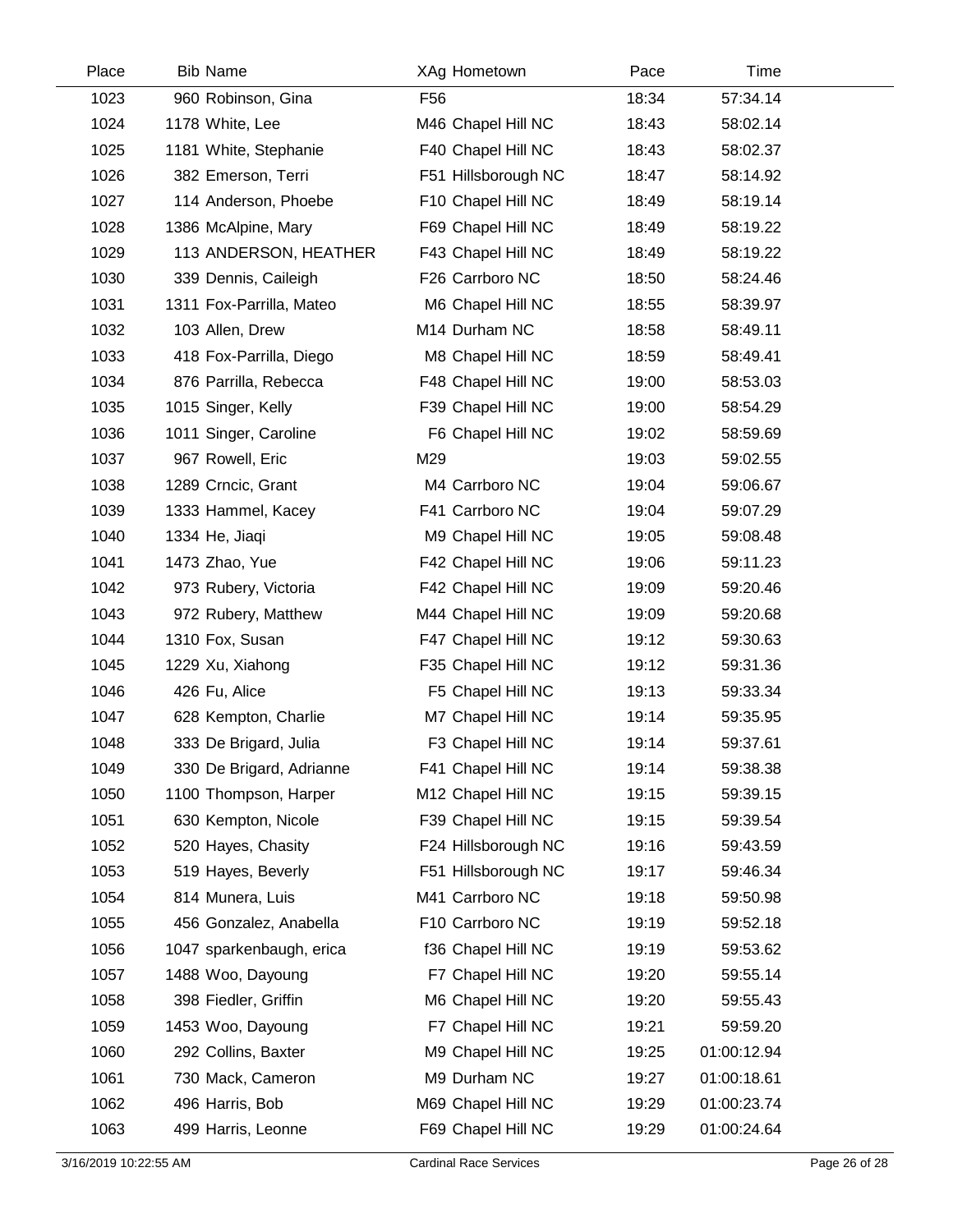| Place | Bib | Name | XAg | Hometown | Pace | Time |
|---|---|---|---|---|---|---|
| 1023 | 960 | Robinson, Gina | F56 | | 18:34 | 57:34.14 |
| 1024 | 1178 | White, Lee | M46 | Chapel Hill NC | 18:43 | 58:02.14 |
| 1025 | 1181 | White, Stephanie | F40 | Chapel Hill NC | 18:43 | 58:02.37 |
| 1026 | 382 | Emerson, Terri | F51 | Hillsborough NC | 18:47 | 58:14.92 |
| 1027 | 114 | Anderson, Phoebe | F10 | Chapel Hill NC | 18:49 | 58:19.14 |
| 1028 | 1386 | McAlpine, Mary | F69 | Chapel Hill NC | 18:49 | 58:19.22 |
| 1029 | 113 | ANDERSON, HEATHER | F43 | Chapel Hill NC | 18:49 | 58:19.22 |
| 1030 | 339 | Dennis, Caileigh | F26 | Carrboro NC | 18:50 | 58:24.46 |
| 1031 | 1311 | Fox-Parrilla, Mateo | M6 | Chapel Hill NC | 18:55 | 58:39.97 |
| 1032 | 103 | Allen, Drew | M14 | Durham NC | 18:58 | 58:49.11 |
| 1033 | 418 | Fox-Parrilla, Diego | M8 | Chapel Hill NC | 18:59 | 58:49.41 |
| 1034 | 876 | Parrilla, Rebecca | F48 | Chapel Hill NC | 19:00 | 58:53.03 |
| 1035 | 1015 | Singer, Kelly | F39 | Chapel Hill NC | 19:00 | 58:54.29 |
| 1036 | 1011 | Singer, Caroline | F6 | Chapel Hill NC | 19:02 | 58:59.69 |
| 1037 | 967 | Rowell, Eric | M29 | | 19:03 | 59:02.55 |
| 1038 | 1289 | Crncic, Grant | M4 | Carrboro NC | 19:04 | 59:06.67 |
| 1039 | 1333 | Hammel, Kacey | F41 | Carrboro NC | 19:04 | 59:07.29 |
| 1040 | 1334 | He, Jiaqi | M9 | Chapel Hill NC | 19:05 | 59:08.48 |
| 1041 | 1473 | Zhao, Yue | F42 | Chapel Hill NC | 19:06 | 59:11.23 |
| 1042 | 973 | Rubery, Victoria | F42 | Chapel Hill NC | 19:09 | 59:20.46 |
| 1043 | 972 | Rubery, Matthew | M44 | Chapel Hill NC | 19:09 | 59:20.68 |
| 1044 | 1310 | Fox, Susan | F47 | Chapel Hill NC | 19:12 | 59:30.63 |
| 1045 | 1229 | Xu, Xiahong | F35 | Chapel Hill NC | 19:12 | 59:31.36 |
| 1046 | 426 | Fu, Alice | F5 | Chapel Hill NC | 19:13 | 59:33.34 |
| 1047 | 628 | Kempton, Charlie | M7 | Chapel Hill NC | 19:14 | 59:35.95 |
| 1048 | 333 | De Brigard, Julia | F3 | Chapel Hill NC | 19:14 | 59:37.61 |
| 1049 | 330 | De Brigard, Adrianne | F41 | Chapel Hill NC | 19:14 | 59:38.38 |
| 1050 | 1100 | Thompson, Harper | M12 | Chapel Hill NC | 19:15 | 59:39.15 |
| 1051 | 630 | Kempton, Nicole | F39 | Chapel Hill NC | 19:15 | 59:39.54 |
| 1052 | 520 | Hayes, Chasity | F24 | Hillsborough NC | 19:16 | 59:43.59 |
| 1053 | 519 | Hayes, Beverly | F51 | Hillsborough NC | 19:17 | 59:46.34 |
| 1054 | 814 | Munera, Luis | M41 | Carrboro NC | 19:18 | 59:50.98 |
| 1055 | 456 | Gonzalez, Anabella | F10 | Carrboro NC | 19:19 | 59:52.18 |
| 1056 | 1047 | sparkenbaugh, erica | f36 | Chapel Hill NC | 19:19 | 59:53.62 |
| 1057 | 1488 | Woo, Dayoung | F7 | Chapel Hill NC | 19:20 | 59:55.14 |
| 1058 | 398 | Fiedler, Griffin | M6 | Chapel Hill NC | 19:20 | 59:55.43 |
| 1059 | 1453 | Woo, Dayoung | F7 | Chapel Hill NC | 19:21 | 59:59.20 |
| 1060 | 292 | Collins, Baxter | M9 | Chapel Hill NC | 19:25 | 01:00:12.94 |
| 1061 | 730 | Mack, Cameron | M9 | Durham NC | 19:27 | 01:00:18.61 |
| 1062 | 496 | Harris, Bob | M69 | Chapel Hill NC | 19:29 | 01:00:23.74 |
| 1063 | 499 | Harris, Leonne | F69 | Chapel Hill NC | 19:29 | 01:00:24.64 |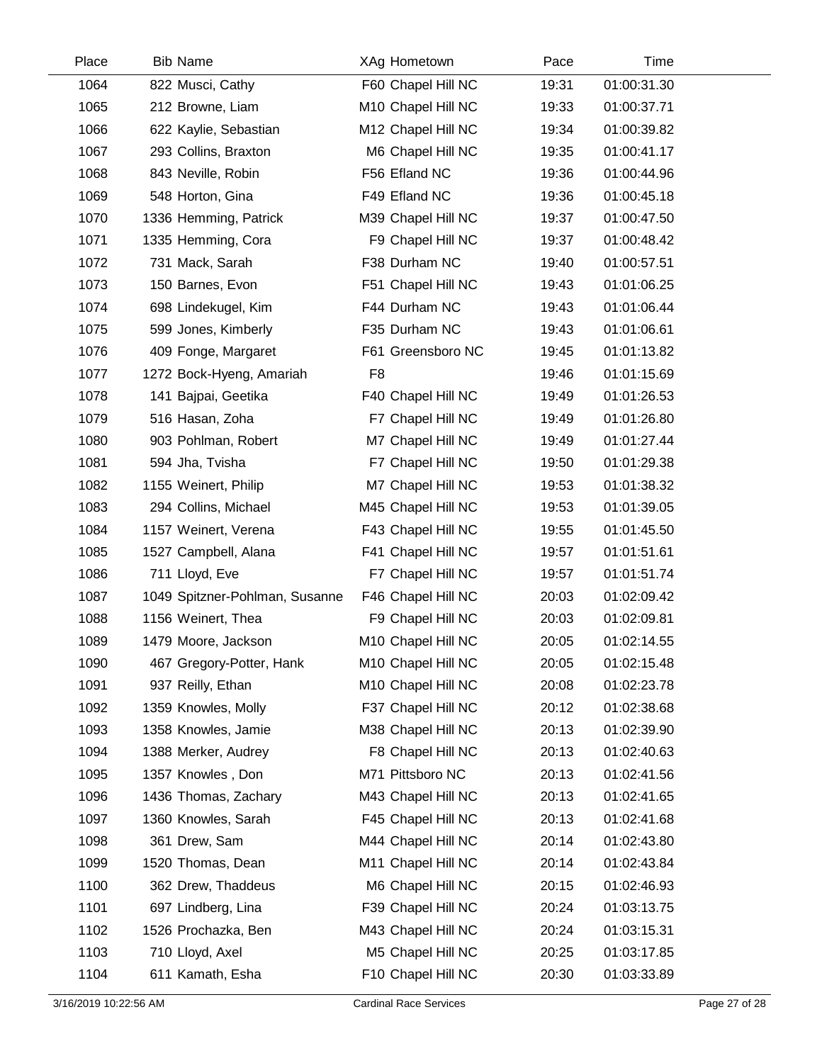| Place | Bib | Name | XAg | Hometown | Pace | Time |
|---|---|---|---|---|---|---|
| 1064 | 822 | Musci, Cathy | F60 | Chapel Hill NC | 19:31 | 01:00:31.30 |
| 1065 | 212 | Browne, Liam | M10 | Chapel Hill NC | 19:33 | 01:00:37.71 |
| 1066 | 622 | Kaylie, Sebastian | M12 | Chapel Hill NC | 19:34 | 01:00:39.82 |
| 1067 | 293 | Collins, Braxton | M6 | Chapel Hill NC | 19:35 | 01:00:41.17 |
| 1068 | 843 | Neville, Robin | F56 | Efland NC | 19:36 | 01:00:44.96 |
| 1069 | 548 | Horton, Gina | F49 | Efland NC | 19:36 | 01:00:45.18 |
| 1070 | 1336 | Hemming, Patrick | M39 | Chapel Hill NC | 19:37 | 01:00:47.50 |
| 1071 | 1335 | Hemming, Cora | F9 | Chapel Hill NC | 19:37 | 01:00:48.42 |
| 1072 | 731 | Mack, Sarah | F38 | Durham NC | 19:40 | 01:00:57.51 |
| 1073 | 150 | Barnes, Evon | F51 | Chapel Hill NC | 19:43 | 01:01:06.25 |
| 1074 | 698 | Lindekugel, Kim | F44 | Durham NC | 19:43 | 01:01:06.44 |
| 1075 | 599 | Jones, Kimberly | F35 | Durham NC | 19:43 | 01:01:06.61 |
| 1076 | 409 | Fonge, Margaret | F61 | Greensboro NC | 19:45 | 01:01:13.82 |
| 1077 | 1272 | Bock-Hyeng, Amariah | F8 | | 19:46 | 01:01:15.69 |
| 1078 | 141 | Bajpai, Geetika | F40 | Chapel Hill NC | 19:49 | 01:01:26.53 |
| 1079 | 516 | Hasan, Zoha | F7 | Chapel Hill NC | 19:49 | 01:01:26.80 |
| 1080 | 903 | Pohlman, Robert | M7 | Chapel Hill NC | 19:49 | 01:01:27.44 |
| 1081 | 594 | Jha, Tvisha | F7 | Chapel Hill NC | 19:50 | 01:01:29.38 |
| 1082 | 1155 | Weinert, Philip | M7 | Chapel Hill NC | 19:53 | 01:01:38.32 |
| 1083 | 294 | Collins, Michael | M45 | Chapel Hill NC | 19:53 | 01:01:39.05 |
| 1084 | 1157 | Weinert, Verena | F43 | Chapel Hill NC | 19:55 | 01:01:45.50 |
| 1085 | 1527 | Campbell, Alana | F41 | Chapel Hill NC | 19:57 | 01:01:51.61 |
| 1086 | 711 | Lloyd, Eve | F7 | Chapel Hill NC | 19:57 | 01:01:51.74 |
| 1087 | 1049 | Spitzner-Pohlman, Susanne | F46 | Chapel Hill NC | 20:03 | 01:02:09.42 |
| 1088 | 1156 | Weinert, Thea | F9 | Chapel Hill NC | 20:03 | 01:02:09.81 |
| 1089 | 1479 | Moore, Jackson | M10 | Chapel Hill NC | 20:05 | 01:02:14.55 |
| 1090 | 467 | Gregory-Potter, Hank | M10 | Chapel Hill NC | 20:05 | 01:02:15.48 |
| 1091 | 937 | Reilly, Ethan | M10 | Chapel Hill NC | 20:08 | 01:02:23.78 |
| 1092 | 1359 | Knowles, Molly | F37 | Chapel Hill NC | 20:12 | 01:02:38.68 |
| 1093 | 1358 | Knowles, Jamie | M38 | Chapel Hill NC | 20:13 | 01:02:39.90 |
| 1094 | 1388 | Merker, Audrey | F8 | Chapel Hill NC | 20:13 | 01:02:40.63 |
| 1095 | 1357 | Knowles , Don | M71 | Pittsboro NC | 20:13 | 01:02:41.56 |
| 1096 | 1436 | Thomas, Zachary | M43 | Chapel Hill NC | 20:13 | 01:02:41.65 |
| 1097 | 1360 | Knowles, Sarah | F45 | Chapel Hill NC | 20:13 | 01:02:41.68 |
| 1098 | 361 | Drew, Sam | M44 | Chapel Hill NC | 20:14 | 01:02:43.80 |
| 1099 | 1520 | Thomas, Dean | M11 | Chapel Hill NC | 20:14 | 01:02:43.84 |
| 1100 | 362 | Drew, Thaddeus | M6 | Chapel Hill NC | 20:15 | 01:02:46.93 |
| 1101 | 697 | Lindberg, Lina | F39 | Chapel Hill NC | 20:24 | 01:03:13.75 |
| 1102 | 1526 | Prochazka, Ben | M43 | Chapel Hill NC | 20:24 | 01:03:15.31 |
| 1103 | 710 | Lloyd, Axel | M5 | Chapel Hill NC | 20:25 | 01:03:17.85 |
| 1104 | 611 | Kamath, Esha | F10 | Chapel Hill NC | 20:30 | 01:03:33.89 |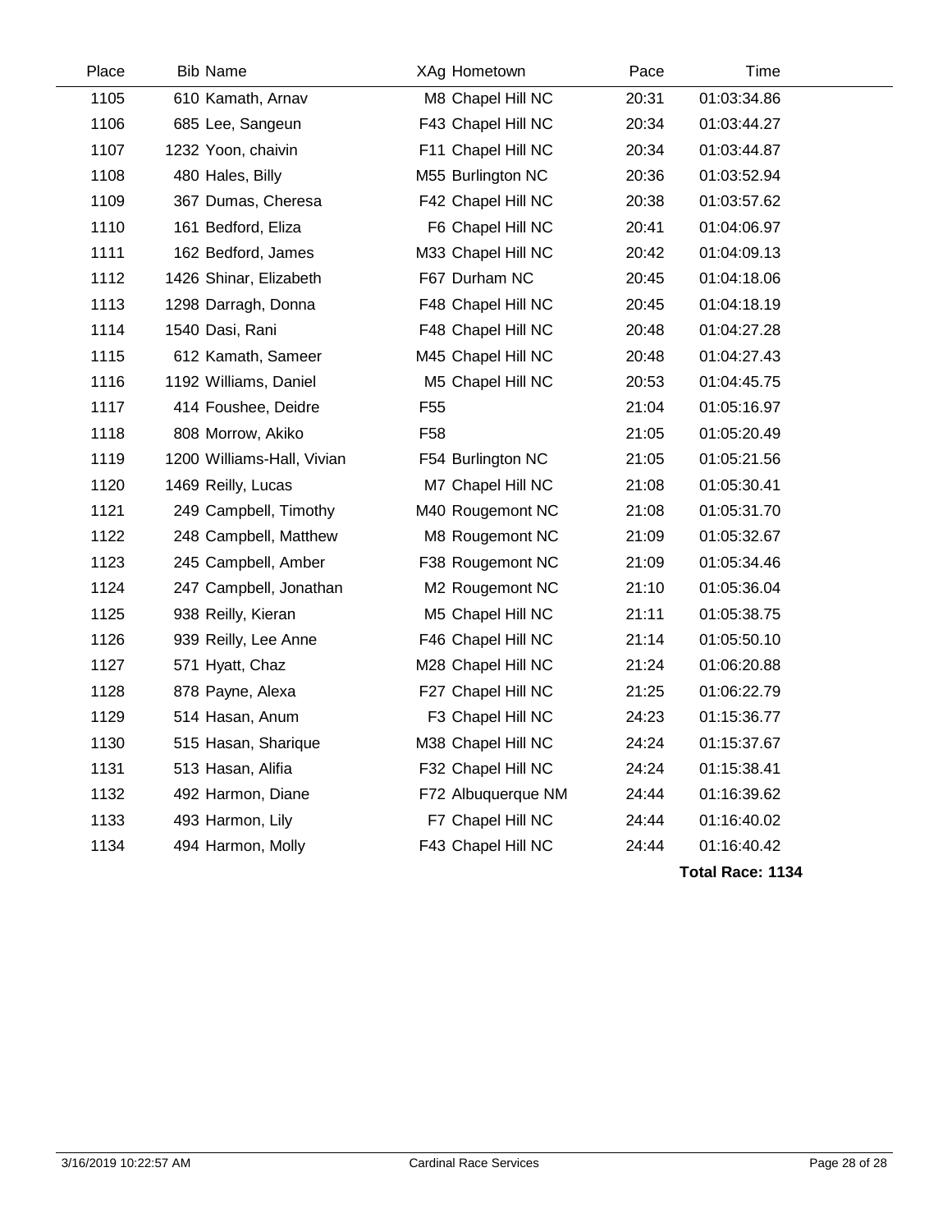| Place | Bib | Name | XAg | Hometown | Pace | Time |
|---|---|---|---|---|---|---|
| 1105 | 610 | Kamath, Arnav | M8 | Chapel Hill NC | 20:31 | 01:03:34.86 |
| 1106 | 685 | Lee, Sangeun | F43 | Chapel Hill NC | 20:34 | 01:03:44.27 |
| 1107 | 1232 | Yoon, chaivin | F11 | Chapel Hill NC | 20:34 | 01:03:44.87 |
| 1108 | 480 | Hales, Billy | M55 | Burlington NC | 20:36 | 01:03:52.94 |
| 1109 | 367 | Dumas, Cheresa | F42 | Chapel Hill NC | 20:38 | 01:03:57.62 |
| 1110 | 161 | Bedford, Eliza | F6 | Chapel Hill NC | 20:41 | 01:04:06.97 |
| 1111 | 162 | Bedford, James | M33 | Chapel Hill NC | 20:42 | 01:04:09.13 |
| 1112 | 1426 | Shinar, Elizabeth | F67 | Durham NC | 20:45 | 01:04:18.06 |
| 1113 | 1298 | Darragh, Donna | F48 | Chapel Hill NC | 20:45 | 01:04:18.19 |
| 1114 | 1540 | Dasi, Rani | F48 | Chapel Hill NC | 20:48 | 01:04:27.28 |
| 1115 | 612 | Kamath, Sameer | M45 | Chapel Hill NC | 20:48 | 01:04:27.43 |
| 1116 | 1192 | Williams, Daniel | M5 | Chapel Hill NC | 20:53 | 01:04:45.75 |
| 1117 | 414 | Foushee, Deidre | F55 | | 21:04 | 01:05:16.97 |
| 1118 | 808 | Morrow, Akiko | F58 | | 21:05 | 01:05:20.49 |
| 1119 | 1200 | Williams-Hall, Vivian | F54 | Burlington NC | 21:05 | 01:05:21.56 |
| 1120 | 1469 | Reilly, Lucas | M7 | Chapel Hill NC | 21:08 | 01:05:30.41 |
| 1121 | 249 | Campbell, Timothy | M40 | Rougemont NC | 21:08 | 01:05:31.70 |
| 1122 | 248 | Campbell, Matthew | M8 | Rougemont NC | 21:09 | 01:05:32.67 |
| 1123 | 245 | Campbell, Amber | F38 | Rougemont NC | 21:09 | 01:05:34.46 |
| 1124 | 247 | Campbell, Jonathan | M2 | Rougemont NC | 21:10 | 01:05:36.04 |
| 1125 | 938 | Reilly, Kieran | M5 | Chapel Hill NC | 21:11 | 01:05:38.75 |
| 1126 | 939 | Reilly, Lee Anne | F46 | Chapel Hill NC | 21:14 | 01:05:50.10 |
| 1127 | 571 | Hyatt, Chaz | M28 | Chapel Hill NC | 21:24 | 01:06:20.88 |
| 1128 | 878 | Payne, Alexa | F27 | Chapel Hill NC | 21:25 | 01:06:22.79 |
| 1129 | 514 | Hasan, Anum | F3 | Chapel Hill NC | 24:23 | 01:15:36.77 |
| 1130 | 515 | Hasan, Sharique | M38 | Chapel Hill NC | 24:24 | 01:15:37.67 |
| 1131 | 513 | Hasan, Alifia | F32 | Chapel Hill NC | 24:24 | 01:15:38.41 |
| 1132 | 492 | Harmon, Diane | F72 | Albuquerque NM | 24:44 | 01:16:39.62 |
| 1133 | 493 | Harmon, Lily | F7 | Chapel Hill NC | 24:44 | 01:16:40.02 |
| 1134 | 494 | Harmon, Molly | F43 | Chapel Hill NC | 24:44 | 01:16:40.42 |

**Total Race: 1134**